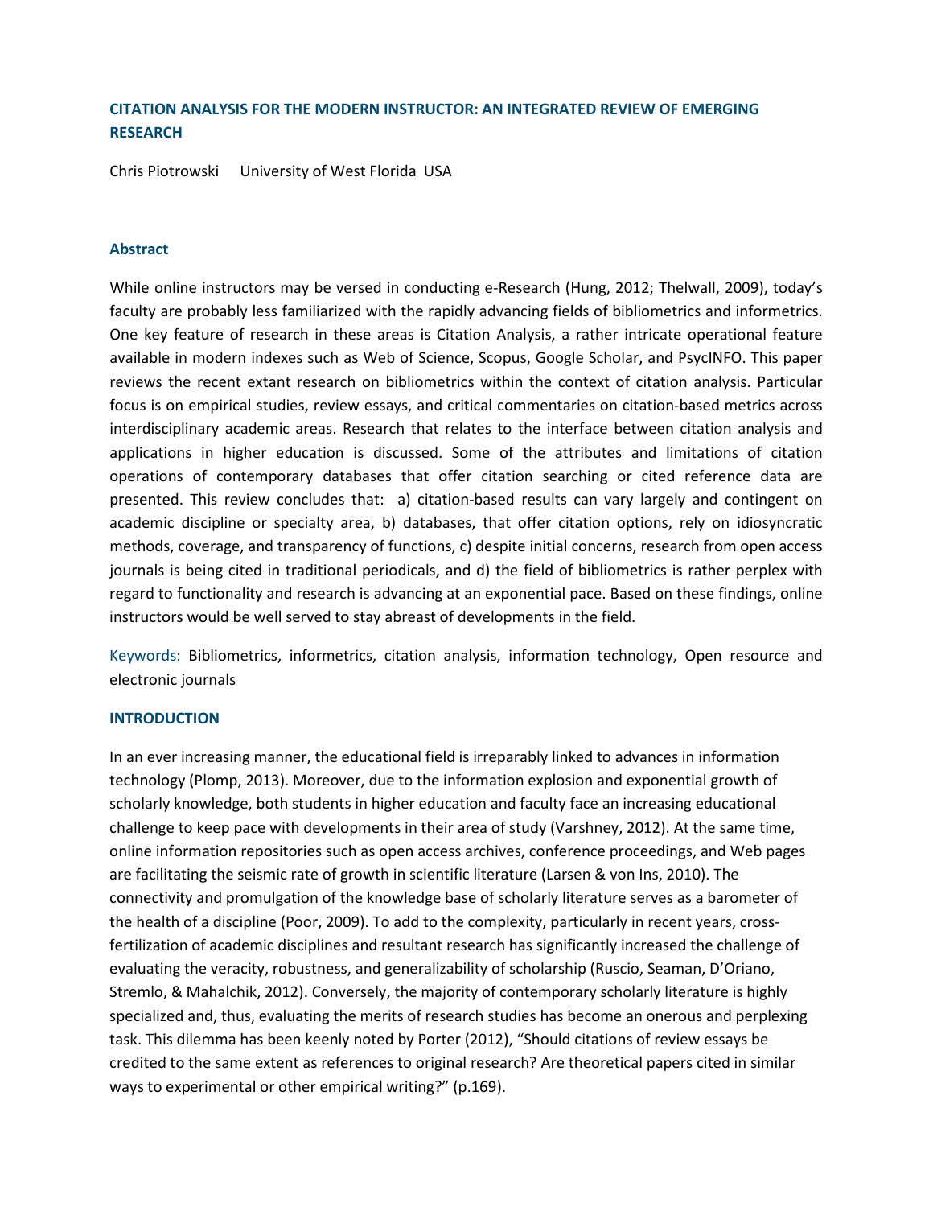# CITATION ANALYSIS FOR THE MODERN INSTRUCTOR: AN INTEGRATED REVIEW OF EMERGING RESEARCH

Chris Piotrowski  University of West Florida  USA

## Abstract

While online instructors may be versed in conducting e-Research (Hung, 2012; Thelwall, 2009), today's faculty are probably less familiarized with the rapidly advancing fields of bibliometrics and informetrics. One key feature of research in these areas is Citation Analysis, a rather intricate operational feature available in modern indexes such as Web of Science, Scopus, Google Scholar, and PsycINFO. This paper reviews the recent extant research on bibliometrics within the context of citation analysis. Particular focus is on empirical studies, review essays, and critical commentaries on citation-based metrics across interdisciplinary academic areas. Research that relates to the interface between citation analysis and applications in higher education is discussed. Some of the attributes and limitations of citation operations of contemporary databases that offer citation searching or cited reference data are presented. This review concludes that: a) citation-based results can vary largely and contingent on academic discipline or specialty area, b) databases, that offer citation options, rely on idiosyncratic methods, coverage, and transparency of functions, c) despite initial concerns, research from open access journals is being cited in traditional periodicals, and d) the field of bibliometrics is rather perplex with regard to functionality and research is advancing at an exponential pace. Based on these findings, online instructors would be well served to stay abreast of developments in the field.

Keywords: Bibliometrics, informetrics, citation analysis, information technology, Open resource and electronic journals

## INTRODUCTION

In an ever increasing manner, the educational field is irreparably linked to advances in information technology (Plomp, 2013). Moreover, due to the information explosion and exponential growth of scholarly knowledge, both students in higher education and faculty face an increasing educational challenge to keep pace with developments in their area of study (Varshney, 2012). At the same time, online information repositories such as open access archives, conference proceedings, and Web pages are facilitating the seismic rate of growth in scientific literature (Larsen & von Ins, 2010). The connectivity and promulgation of the knowledge base of scholarly literature serves as a barometer of the health of a discipline (Poor, 2009). To add to the complexity, particularly in recent years, cross-fertilization of academic disciplines and resultant research has significantly increased the challenge of evaluating the veracity, robustness, and generalizability of scholarship (Ruscio, Seaman, D'Oriano, Stremlo, & Mahalchik, 2012). Conversely, the majority of contemporary scholarly literature is highly specialized and, thus, evaluating the merits of research studies has become an onerous and perplexing task. This dilemma has been keenly noted by Porter (2012), "Should citations of review essays be credited to the same extent as references to original research? Are theoretical papers cited in similar ways to experimental or other empirical writing?" (p.169).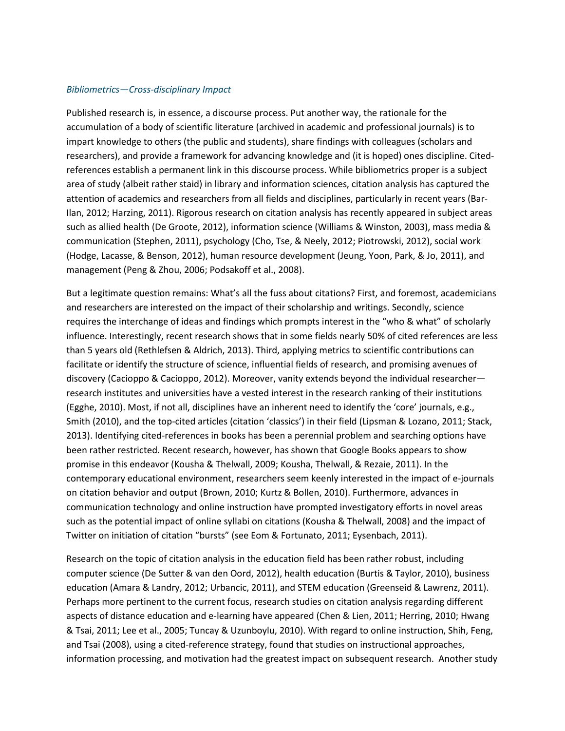*Bibliometrics—Cross-disciplinary Impact*

Published research is, in essence, a discourse process. Put another way, the rationale for the accumulation of a body of scientific literature (archived in academic and professional journals) is to impart knowledge to others (the public and students), share findings with colleagues (scholars and researchers), and provide a framework for advancing knowledge and (it is hoped) ones discipline. Cited-references establish a permanent link in this discourse process. While bibliometrics proper is a subject area of study (albeit rather staid) in library and information sciences, citation analysis has captured the attention of academics and researchers from all fields and disciplines, particularly in recent years (Bar-Ilan, 2012; Harzing, 2011). Rigorous research on citation analysis has recently appeared in subject areas such as allied health (De Groote, 2012), information science (Williams & Winston, 2003), mass media & communication (Stephen, 2011), psychology (Cho, Tse, & Neely, 2012; Piotrowski, 2012), social work (Hodge, Lacasse, & Benson, 2012), human resource development (Jeung, Yoon, Park, & Jo, 2011), and management (Peng & Zhou, 2006; Podsakoff et al., 2008).

But a legitimate question remains: What's all the fuss about citations? First, and foremost, academicians and researchers are interested on the impact of their scholarship and writings. Secondly, science requires the interchange of ideas and findings which prompts interest in the "who & what" of scholarly influence. Interestingly, recent research shows that in some fields nearly 50% of cited references are less than 5 years old (Rethlefsen & Aldrich, 2013). Third, applying metrics to scientific contributions can facilitate or identify the structure of science, influential fields of research, and promising avenues of discovery (Cacioppo & Cacioppo, 2012). Moreover, vanity extends beyond the individual researcher—research institutes and universities have a vested interest in the research ranking of their institutions (Egghe, 2010). Most, if not all, disciplines have an inherent need to identify the 'core' journals, e.g., Smith (2010), and the top-cited articles (citation 'classics') in their field (Lipsman & Lozano, 2011; Stack, 2013). Identifying cited-references in books has been a perennial problem and searching options have been rather restricted. Recent research, however, has shown that Google Books appears to show promise in this endeavor (Kousha & Thelwall, 2009; Kousha, Thelwall, & Rezaie, 2011). In the contemporary educational environment, researchers seem keenly interested in the impact of e-journals on citation behavior and output (Brown, 2010; Kurtz & Bollen, 2010). Furthermore, advances in communication technology and online instruction have prompted investigatory efforts in novel areas such as the potential impact of online syllabi on citations (Kousha & Thelwall, 2008) and the impact of Twitter on initiation of citation "bursts" (see Eom & Fortunato, 2011; Eysenbach, 2011).

Research on the topic of citation analysis in the education field has been rather robust, including computer science (De Sutter & van den Oord, 2012), health education (Burtis & Taylor, 2010), business education (Amara & Landry, 2012; Urbancic, 2011), and STEM education (Greenseid & Lawrenz, 2011). Perhaps more pertinent to the current focus, research studies on citation analysis regarding different aspects of distance education and e-learning have appeared (Chen & Lien, 2011; Herring, 2010; Hwang & Tsai, 2011; Lee et al., 2005; Tuncay & Uzunboylu, 2010). With regard to online instruction, Shih, Feng, and Tsai (2008), using a cited-reference strategy, found that studies on instructional approaches, information processing, and motivation had the greatest impact on subsequent research. Another study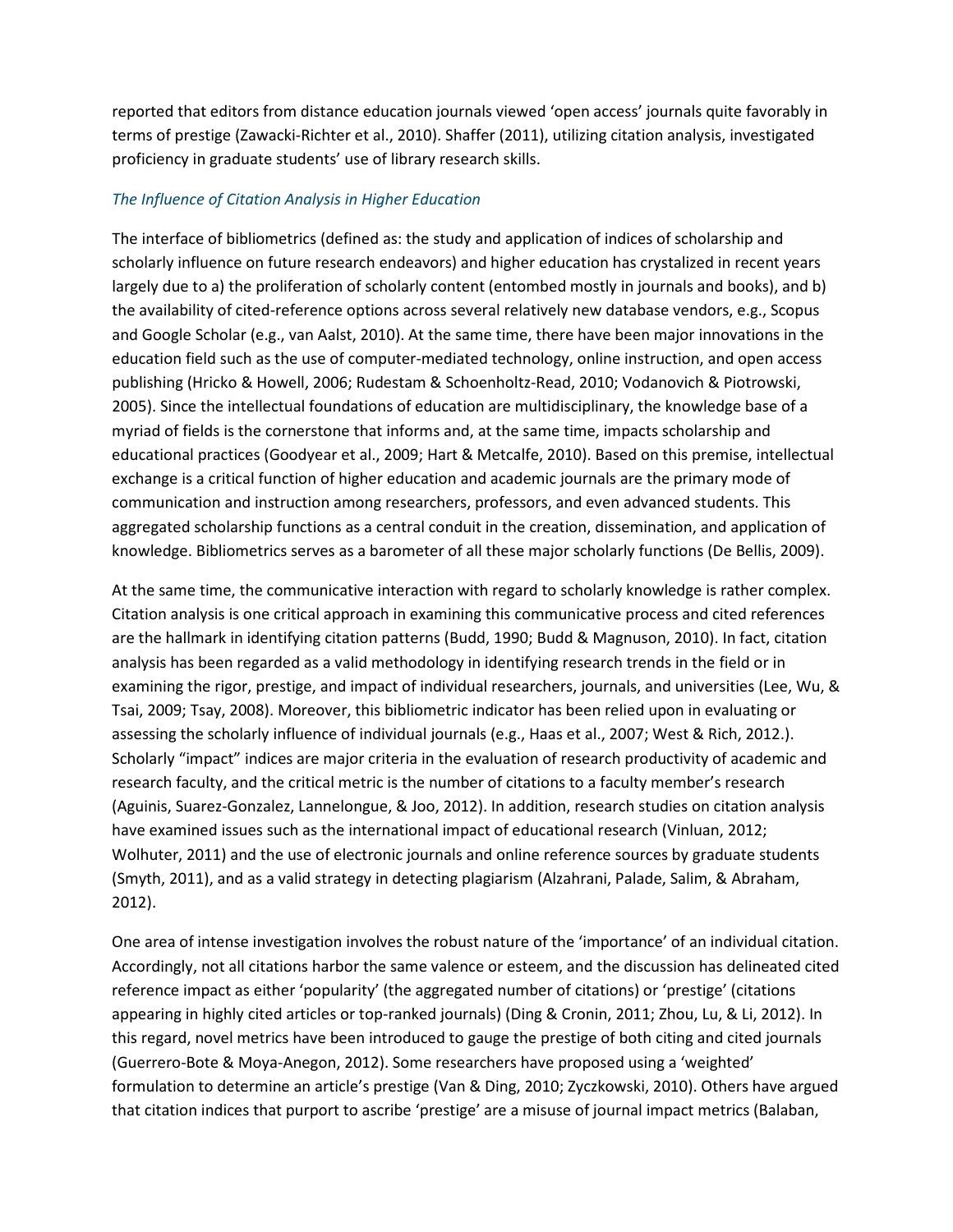reported that editors from distance education journals viewed 'open access' journals quite favorably in terms of prestige (Zawacki-Richter et al., 2010). Shaffer (2011), utilizing citation analysis, investigated proficiency in graduate students' use of library research skills.

### *The Influence of Citation Analysis in Higher Education*

The interface of bibliometrics (defined as: the study and application of indices of scholarship and scholarly influence on future research endeavors) and higher education has crystalized in recent years largely due to a) the proliferation of scholarly content (entombed mostly in journals and books), and b) the availability of cited-reference options across several relatively new database vendors, e.g., Scopus and Google Scholar (e.g., van Aalst, 2010). At the same time, there have been major innovations in the education field such as the use of computer-mediated technology, online instruction, and open access publishing (Hricko & Howell, 2006; Rudestam & Schoenholtz-Read, 2010; Vodanovich & Piotrowski, 2005). Since the intellectual foundations of education are multidisciplinary, the knowledge base of a myriad of fields is the cornerstone that informs and, at the same time, impacts scholarship and educational practices (Goodyear et al., 2009; Hart & Metcalfe, 2010). Based on this premise, intellectual exchange is a critical function of higher education and academic journals are the primary mode of communication and instruction among researchers, professors, and even advanced students. This aggregated scholarship functions as a central conduit in the creation, dissemination, and application of knowledge. Bibliometrics serves as a barometer of all these major scholarly functions (De Bellis, 2009).

At the same time, the communicative interaction with regard to scholarly knowledge is rather complex. Citation analysis is one critical approach in examining this communicative process and cited references are the hallmark in identifying citation patterns (Budd, 1990; Budd & Magnuson, 2010). In fact, citation analysis has been regarded as a valid methodology in identifying research trends in the field or in examining the rigor, prestige, and impact of individual researchers, journals, and universities (Lee, Wu, & Tsai, 2009; Tsay, 2008). Moreover, this bibliometric indicator has been relied upon in evaluating or assessing the scholarly influence of individual journals (e.g., Haas et al., 2007; West & Rich, 2012.). Scholarly "impact" indices are major criteria in the evaluation of research productivity of academic and research faculty, and the critical metric is the number of citations to a faculty member's research (Aguinis, Suarez-Gonzalez, Lannelongue, & Joo, 2012). In addition, research studies on citation analysis have examined issues such as the international impact of educational research (Vinluan, 2012; Wolhuter, 2011) and the use of electronic journals and online reference sources by graduate students (Smyth, 2011), and as a valid strategy in detecting plagiarism (Alzahrani, Palade, Salim, & Abraham, 2012).

One area of intense investigation involves the robust nature of the 'importance' of an individual citation. Accordingly, not all citations harbor the same valence or esteem, and the discussion has delineated cited reference impact as either 'popularity' (the aggregated number of citations) or 'prestige' (citations appearing in highly cited articles or top-ranked journals) (Ding & Cronin, 2011; Zhou, Lu, & Li, 2012). In this regard, novel metrics have been introduced to gauge the prestige of both citing and cited journals (Guerrero-Bote & Moya-Anegon, 2012). Some researchers have proposed using a 'weighted' formulation to determine an article's prestige (Van & Ding, 2010; Zyczkowski, 2010). Others have argued that citation indices that purport to ascribe 'prestige' are a misuse of journal impact metrics (Balaban,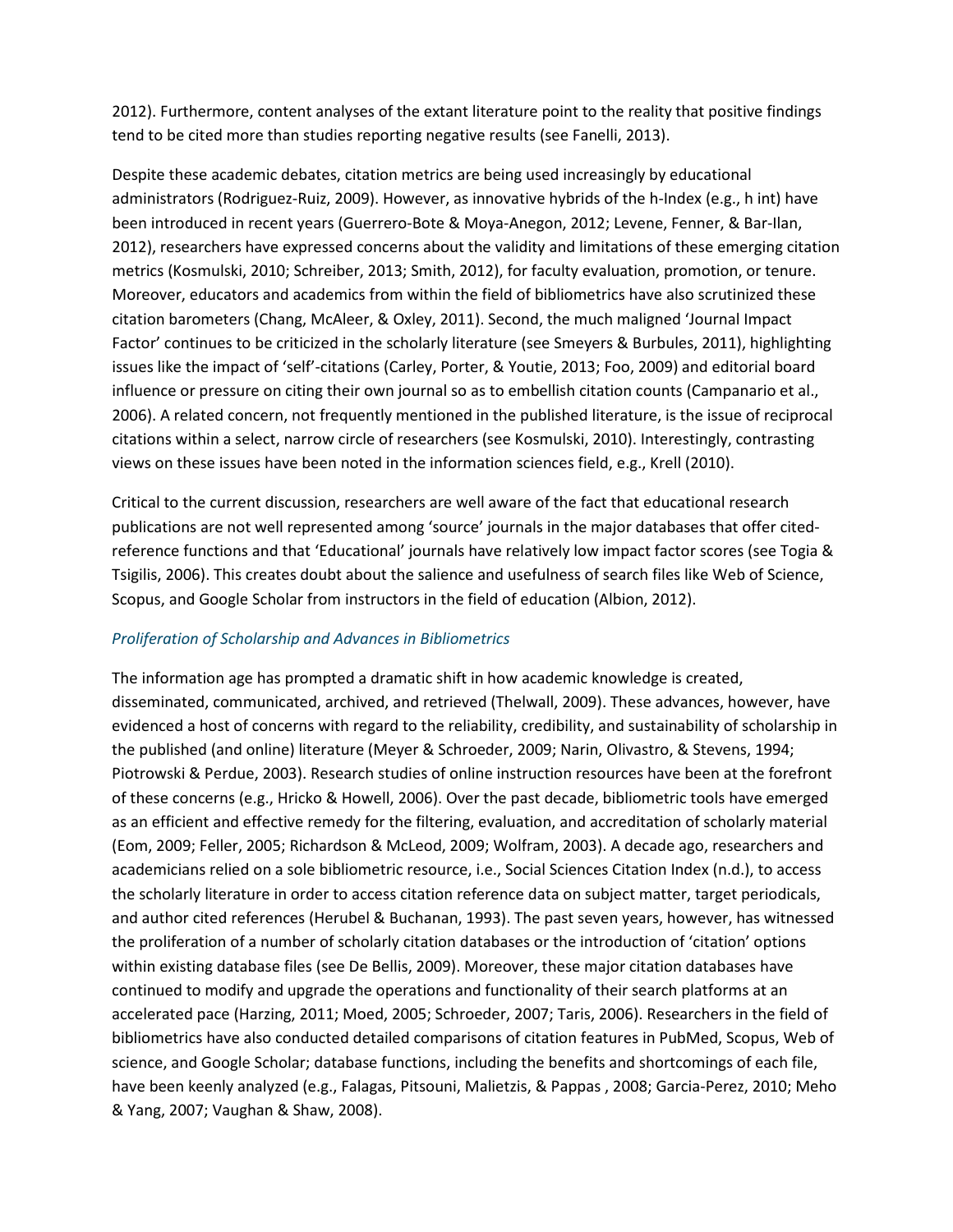2012). Furthermore, content analyses of the extant literature point to the reality that positive findings tend to be cited more than studies reporting negative results (see Fanelli, 2013).

Despite these academic debates, citation metrics are being used increasingly by educational administrators (Rodriguez-Ruiz, 2009). However, as innovative hybrids of the h-Index (e.g., h int) have been introduced in recent years (Guerrero-Bote & Moya-Anegon, 2012; Levene, Fenner, & Bar-Ilan, 2012), researchers have expressed concerns about the validity and limitations of these emerging citation metrics (Kosmulski, 2010; Schreiber, 2013; Smith, 2012), for faculty evaluation, promotion, or tenure. Moreover, educators and academics from within the field of bibliometrics have also scrutinized these citation barometers (Chang, McAleer, & Oxley, 2011). Second, the much maligned 'Journal Impact Factor' continues to be criticized in the scholarly literature (see Smeyers & Burbules, 2011), highlighting issues like the impact of 'self'-citations (Carley, Porter, & Youtie, 2013; Foo, 2009) and editorial board influence or pressure on citing their own journal so as to embellish citation counts (Campanario et al., 2006). A related concern, not frequently mentioned in the published literature, is the issue of reciprocal citations within a select, narrow circle of researchers (see Kosmulski, 2010). Interestingly, contrasting views on these issues have been noted in the information sciences field, e.g., Krell (2010).

Critical to the current discussion, researchers are well aware of the fact that educational research publications are not well represented among 'source' journals in the major databases that offer cited-reference functions and that 'Educational' journals have relatively low impact factor scores (see Togia & Tsigilis, 2006). This creates doubt about the salience and usefulness of search files like Web of Science, Scopus, and Google Scholar from instructors in the field of education (Albion, 2012).

### *Proliferation of Scholarship and Advances in Bibliometrics*

The information age has prompted a dramatic shift in how academic knowledge is created, disseminated, communicated, archived, and retrieved (Thelwall, 2009). These advances, however, have evidenced a host of concerns with regard to the reliability, credibility, and sustainability of scholarship in the published (and online) literature (Meyer & Schroeder, 2009; Narin, Olivastro, & Stevens, 1994; Piotrowski & Perdue, 2003). Research studies of online instruction resources have been at the forefront of these concerns (e.g., Hricko & Howell, 2006). Over the past decade, bibliometric tools have emerged as an efficient and effective remedy for the filtering, evaluation, and accreditation of scholarly material (Eom, 2009; Feller, 2005; Richardson & McLeod, 2009; Wolfram, 2003). A decade ago, researchers and academicians relied on a sole bibliometric resource, i.e., Social Sciences Citation Index (n.d.), to access the scholarly literature in order to access citation reference data on subject matter, target periodicals, and author cited references (Herubel & Buchanan, 1993). The past seven years, however, has witnessed the proliferation of a number of scholarly citation databases or the introduction of 'citation' options within existing database files (see De Bellis, 2009). Moreover, these major citation databases have continued to modify and upgrade the operations and functionality of their search platforms at an accelerated pace (Harzing, 2011; Moed, 2005; Schroeder, 2007; Taris, 2006). Researchers in the field of bibliometrics have also conducted detailed comparisons of citation features in PubMed, Scopus, Web of science, and Google Scholar; database functions, including the benefits and shortcomings of each file, have been keenly analyzed (e.g., Falagas, Pitsouni, Malietzis, & Pappas , 2008; Garcia-Perez, 2010; Meho & Yang, 2007; Vaughan & Shaw, 2008).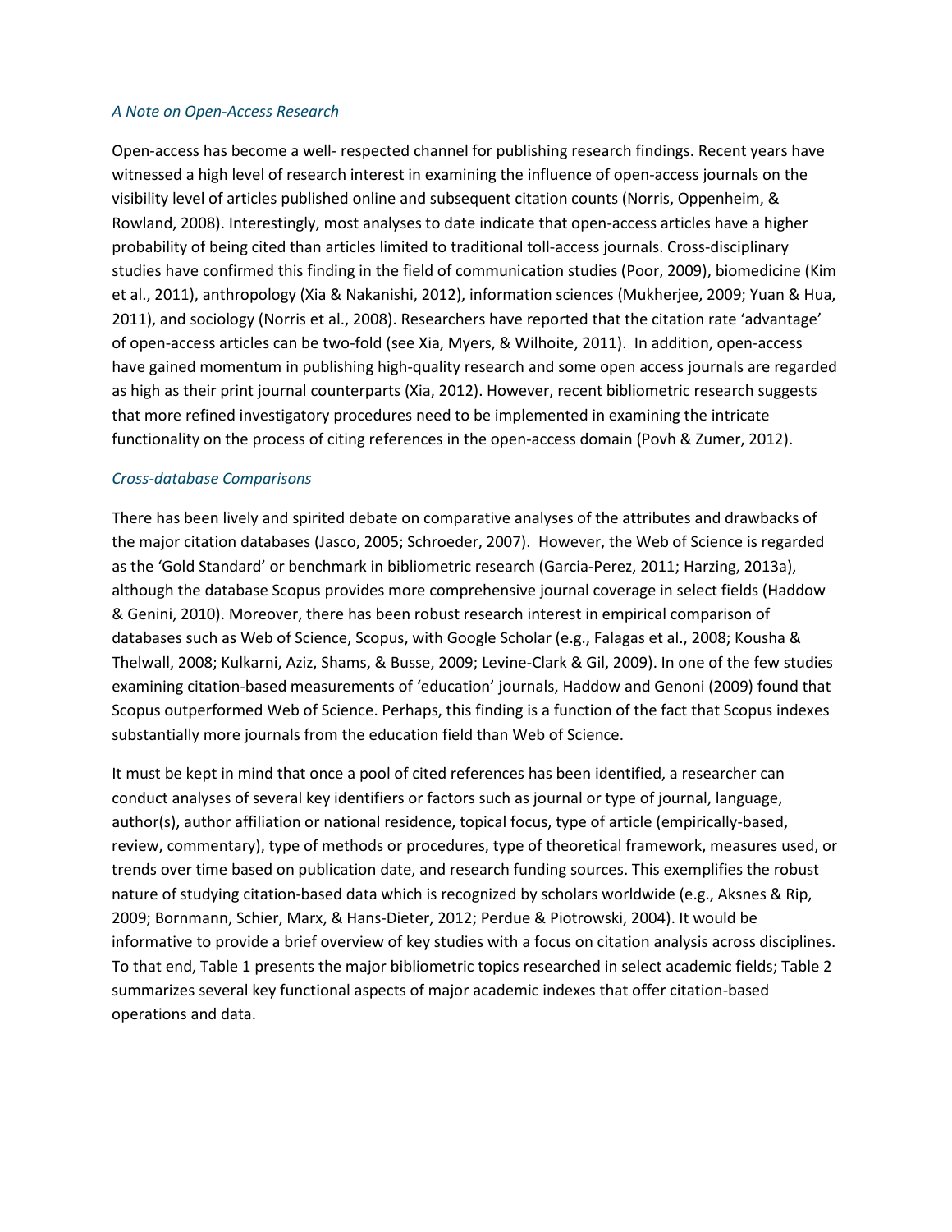*A Note on Open-Access Research*

Open-access has become a well- respected channel for publishing research findings. Recent years have witnessed a high level of research interest in examining the influence of open-access journals on the visibility level of articles published online and subsequent citation counts (Norris, Oppenheim, & Rowland, 2008). Interestingly, most analyses to date indicate that open-access articles have a higher probability of being cited than articles limited to traditional toll-access journals. Cross-disciplinary studies have confirmed this finding in the field of communication studies (Poor, 2009), biomedicine (Kim et al., 2011), anthropology (Xia & Nakanishi, 2012), information sciences (Mukherjee, 2009; Yuan & Hua, 2011), and sociology (Norris et al., 2008). Researchers have reported that the citation rate 'advantage' of open-access articles can be two-fold (see Xia, Myers, & Wilhoite, 2011). In addition, open-access have gained momentum in publishing high-quality research and some open access journals are regarded as high as their print journal counterparts (Xia, 2012). However, recent bibliometric research suggests that more refined investigatory procedures need to be implemented in examining the intricate functionality on the process of citing references in the open-access domain (Povh & Zumer, 2012).

*Cross-database Comparisons*

There has been lively and spirited debate on comparative analyses of the attributes and drawbacks of the major citation databases (Jasco, 2005; Schroeder, 2007). However, the Web of Science is regarded as the 'Gold Standard' or benchmark in bibliometric research (Garcia-Perez, 2011; Harzing, 2013a), although the database Scopus provides more comprehensive journal coverage in select fields (Haddow & Genini, 2010). Moreover, there has been robust research interest in empirical comparison of databases such as Web of Science, Scopus, with Google Scholar (e.g., Falagas et al., 2008; Kousha & Thelwall, 2008; Kulkarni, Aziz, Shams, & Busse, 2009; Levine-Clark & Gil, 2009). In one of the few studies examining citation-based measurements of 'education' journals, Haddow and Genoni (2009) found that Scopus outperformed Web of Science. Perhaps, this finding is a function of the fact that Scopus indexes substantially more journals from the education field than Web of Science.

It must be kept in mind that once a pool of cited references has been identified, a researcher can conduct analyses of several key identifiers or factors such as journal or type of journal, language, author(s), author affiliation or national residence, topical focus, type of article (empirically-based, review, commentary), type of methods or procedures, type of theoretical framework, measures used, or trends over time based on publication date, and research funding sources. This exemplifies the robust nature of studying citation-based data which is recognized by scholars worldwide (e.g., Aksnes & Rip, 2009; Bornmann, Schier, Marx, & Hans-Dieter, 2012; Perdue & Piotrowski, 2004). It would be informative to provide a brief overview of key studies with a focus on citation analysis across disciplines. To that end, Table 1 presents the major bibliometric topics researched in select academic fields; Table 2 summarizes several key functional aspects of major academic indexes that offer citation-based operations and data.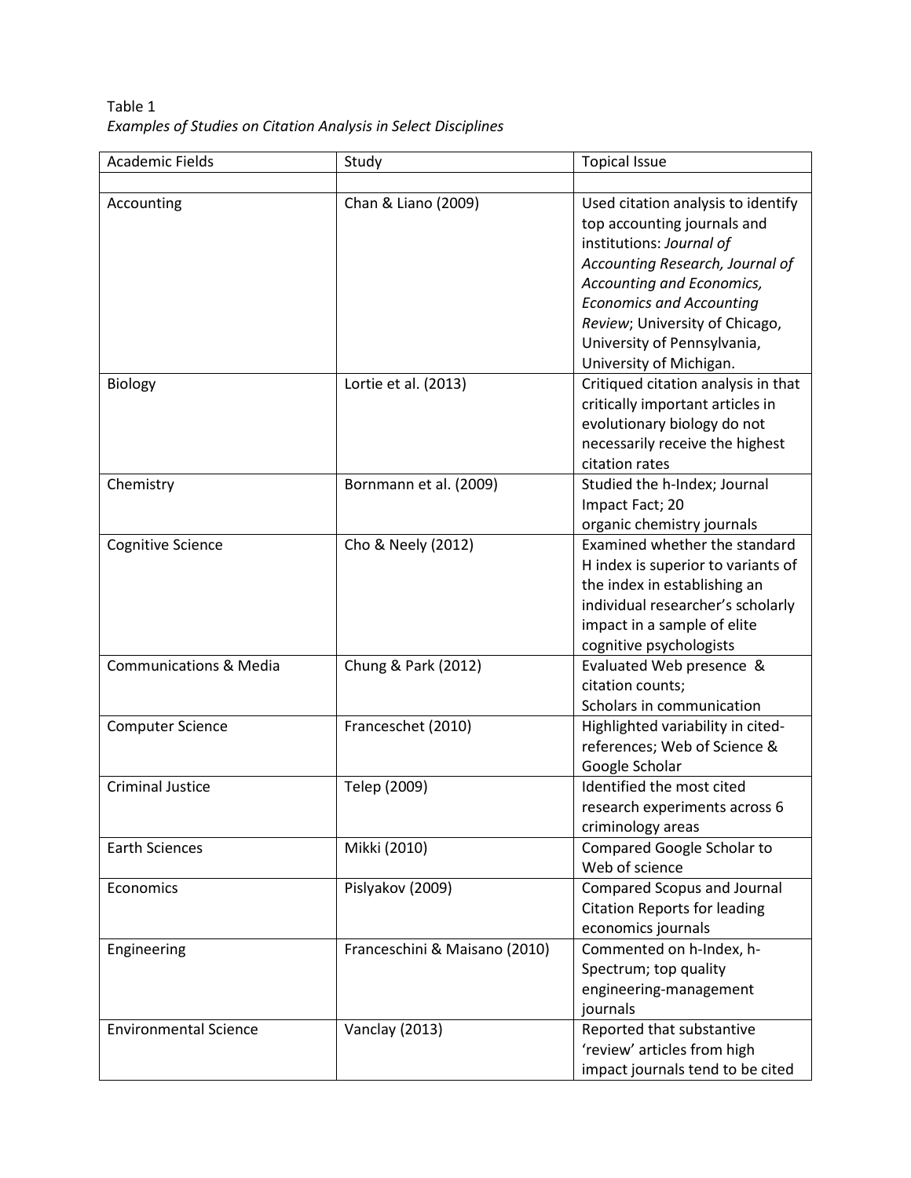Table 1

*Examples of Studies on Citation Analysis in Select Disciplines*

| Academic Fields | Study | Topical Issue |
|---|---|---|
| | | |
| Accounting | Chan & Liano (2009) | Used citation analysis to identify top accounting journals and institutions: *Journal of Accounting Research, Journal of Accounting and Economics, Economics and Accounting Review*; University of Chicago, University of Pennsylvania, University of Michigan. |
| Biology | Lortie et al. (2013) | Critiqued citation analysis in that critically important articles in evolutionary biology do not necessarily receive the highest citation rates |
| Chemistry | Bornmann et al. (2009) | Studied the h-Index; Journal Impact Fact; 20 organic chemistry journals |
| Cognitive Science | Cho & Neely (2012) | Examined whether the standard H index is superior to variants of the index in establishing an individual researcher's scholarly impact in a sample of elite cognitive psychologists |
| Communications & Media | Chung & Park (2012) | Evaluated Web presence & citation counts; Scholars in communication |
| Computer Science | Franceschet (2010) | Highlighted variability in cited-references; Web of Science & Google Scholar |
| Criminal Justice | Telep (2009) | Identified the most cited research experiments across 6 criminology areas |
| Earth Sciences | Mikki (2010) | Compared Google Scholar to Web of science |
| Economics | Pislyakov (2009) | Compared Scopus and Journal Citation Reports for leading economics journals |
| Engineering | Franceschini & Maisano (2010) | Commented on h-Index, h-Spectrum; top quality engineering-management journals |
| Environmental Science | Vanclay (2013) | Reported that substantive 'review' articles from high impact journals tend to be cited |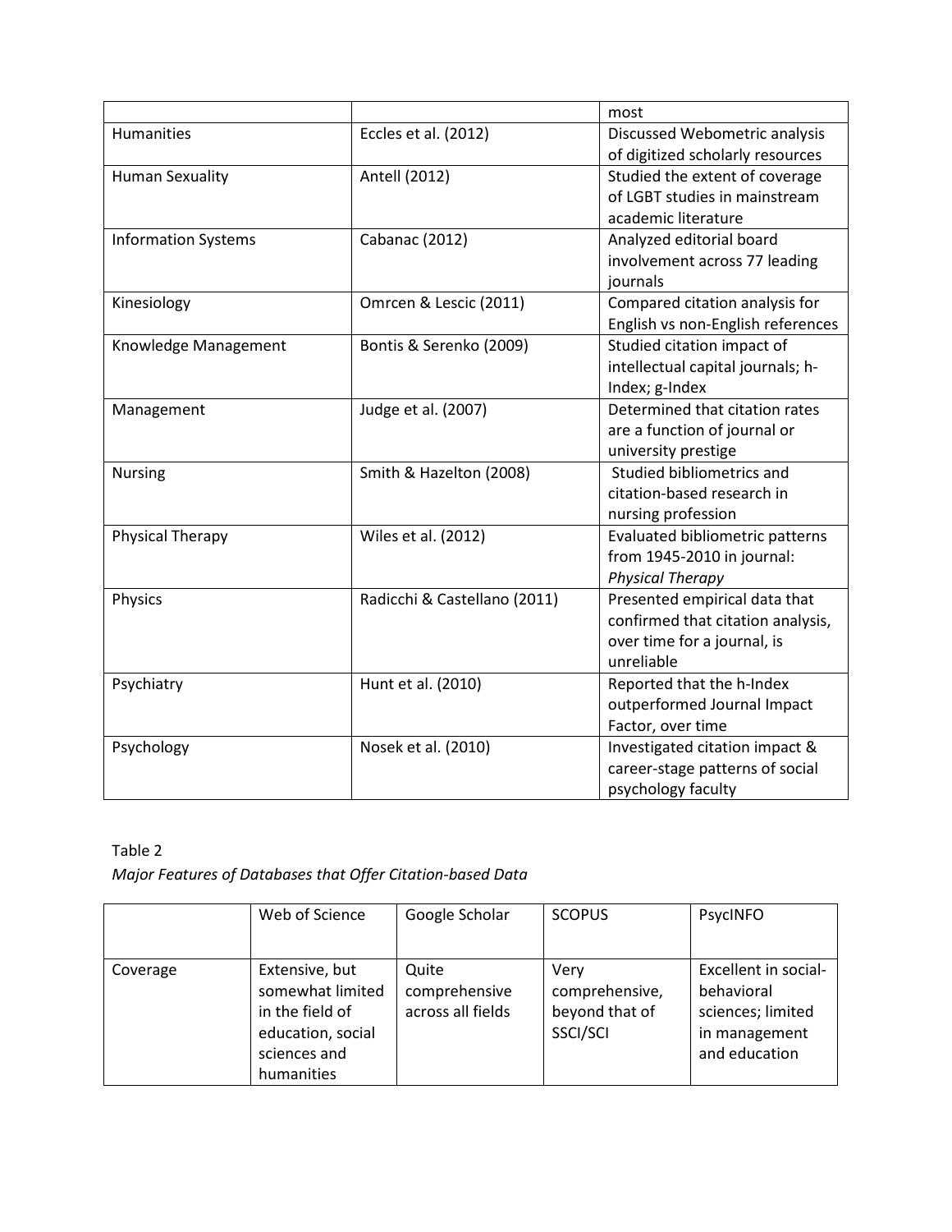| | | most |
|---|---|---|
| Humanities | Eccles et al. (2012) | Discussed Webometric analysis of digitized scholarly resources |
| Human Sexuality | Antell (2012) | Studied the extent of coverage of LGBT studies in mainstream academic literature |
| Information Systems | Cabanac (2012) | Analyzed editorial board involvement across 77 leading journals |
| Kinesiology | Omrcen & Lescic (2011) | Compared citation analysis for English vs non-English references |
| Knowledge Management | Bontis & Serenko (2009) | Studied citation impact of intellectual capital journals; h-Index; g-Index |
| Management | Judge et al. (2007) | Determined that citation rates are a function of journal or university prestige |
| Nursing | Smith & Hazelton (2008) | Studied bibliometrics and citation-based research in nursing profession |
| Physical Therapy | Wiles et al. (2012) | Evaluated bibliometric patterns from 1945-2010 in journal: *Physical Therapy* |
| Physics | Radicchi & Castellano (2011) | Presented empirical data that confirmed that citation analysis, over time for a journal, is unreliable |
| Psychiatry | Hunt et al. (2010) | Reported that the h-Index outperformed Journal Impact Factor, over time |
| Psychology | Nosek et al. (2010) | Investigated citation impact & career-stage patterns of social psychology faculty |

Table 2

*Major Features of Databases that Offer Citation-based Data*

| | Web of Science | Google Scholar | SCOPUS | PsycINFO |
|---|---|---|---|---|
| Coverage | Extensive, but somewhat limited in the field of education, social sciences and humanities | Quite comprehensive across all fields | Very comprehensive, beyond that of SSCI/SCI | Excellent in social-behavioral sciences; limited in management and education |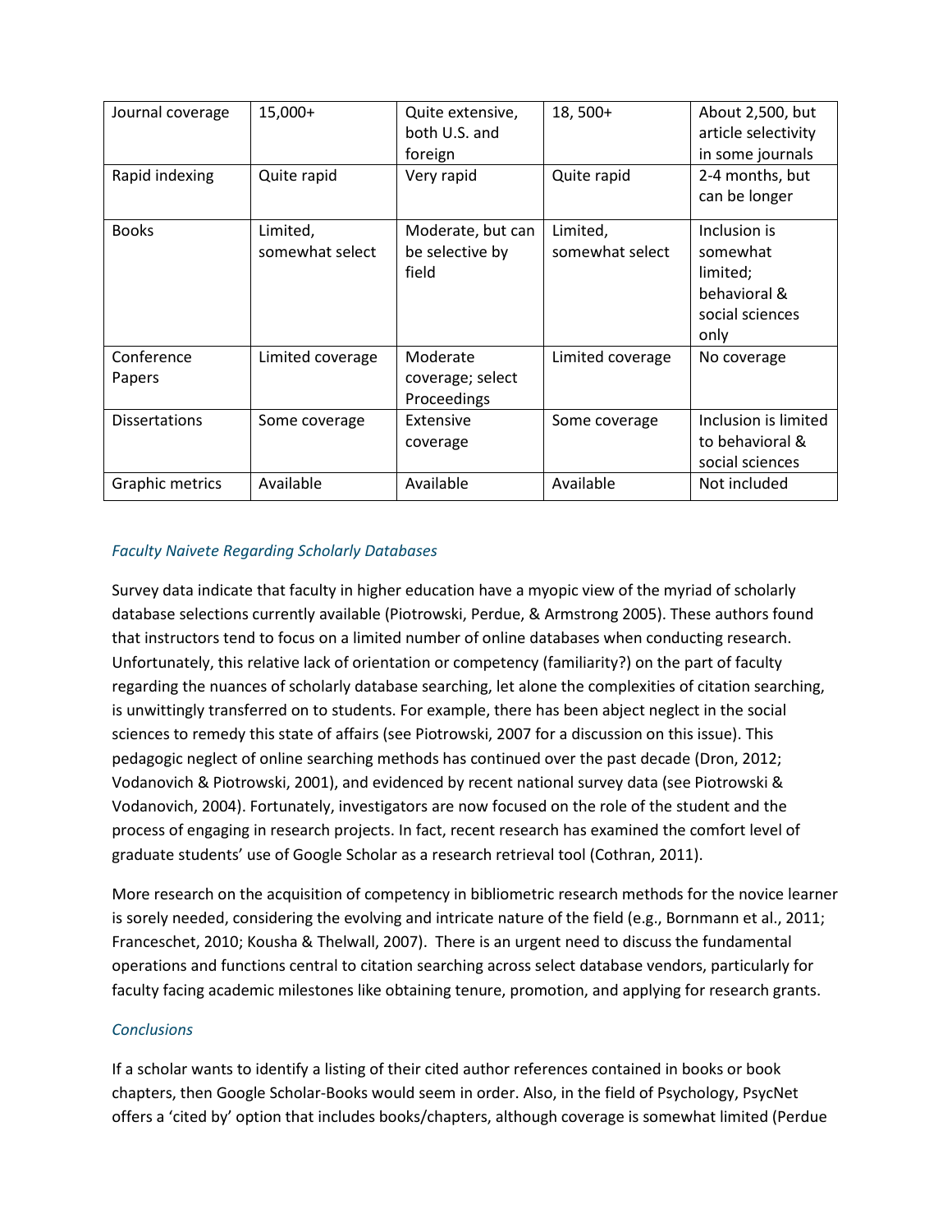| Journal coverage | 15,000+ | Quite extensive, both U.S. and foreign | 18, 500+ | About 2,500, but article selectivity in some journals |
|---|---|---|---|---|
| Rapid indexing | Quite rapid | Very rapid | Quite rapid | 2-4 months, but can be longer |
| Books | Limited, somewhat select | Moderate, but can be selective by field | Limited, somewhat select | Inclusion is somewhat limited; behavioral & social sciences only |
| Conference Papers | Limited coverage | Moderate coverage; select Proceedings | Limited coverage | No coverage |
| Dissertations | Some coverage | Extensive coverage | Some coverage | Inclusion is limited to behavioral & social sciences |
| Graphic metrics | Available | Available | Available | Not included |

### *Faculty Naivete Regarding Scholarly Databases*

Survey data indicate that faculty in higher education have a myopic view of the myriad of scholarly database selections currently available (Piotrowski, Perdue, & Armstrong 2005). These authors found that instructors tend to focus on a limited number of online databases when conducting research. Unfortunately, this relative lack of orientation or competency (familiarity?) on the part of faculty regarding the nuances of scholarly database searching, let alone the complexities of citation searching, is unwittingly transferred on to students. For example, there has been abject neglect in the social sciences to remedy this state of affairs (see Piotrowski, 2007 for a discussion on this issue). This pedagogic neglect of online searching methods has continued over the past decade (Dron, 2012; Vodanovich & Piotrowski, 2001), and evidenced by recent national survey data (see Piotrowski & Vodanovich, 2004). Fortunately, investigators are now focused on the role of the student and the process of engaging in research projects. In fact, recent research has examined the comfort level of graduate students' use of Google Scholar as a research retrieval tool (Cothran, 2011).

More research on the acquisition of competency in bibliometric research methods for the novice learner is sorely needed, considering the evolving and intricate nature of the field (e.g., Bornmann et al., 2011; Franceschet, 2010; Kousha & Thelwall, 2007). There is an urgent need to discuss the fundamental operations and functions central to citation searching across select database vendors, particularly for faculty facing academic milestones like obtaining tenure, promotion, and applying for research grants.

### *Conclusions*

If a scholar wants to identify a listing of their cited author references contained in books or book chapters, then Google Scholar-Books would seem in order. Also, in the field of Psychology, PsycNet offers a 'cited by' option that includes books/chapters, although coverage is somewhat limited (Perdue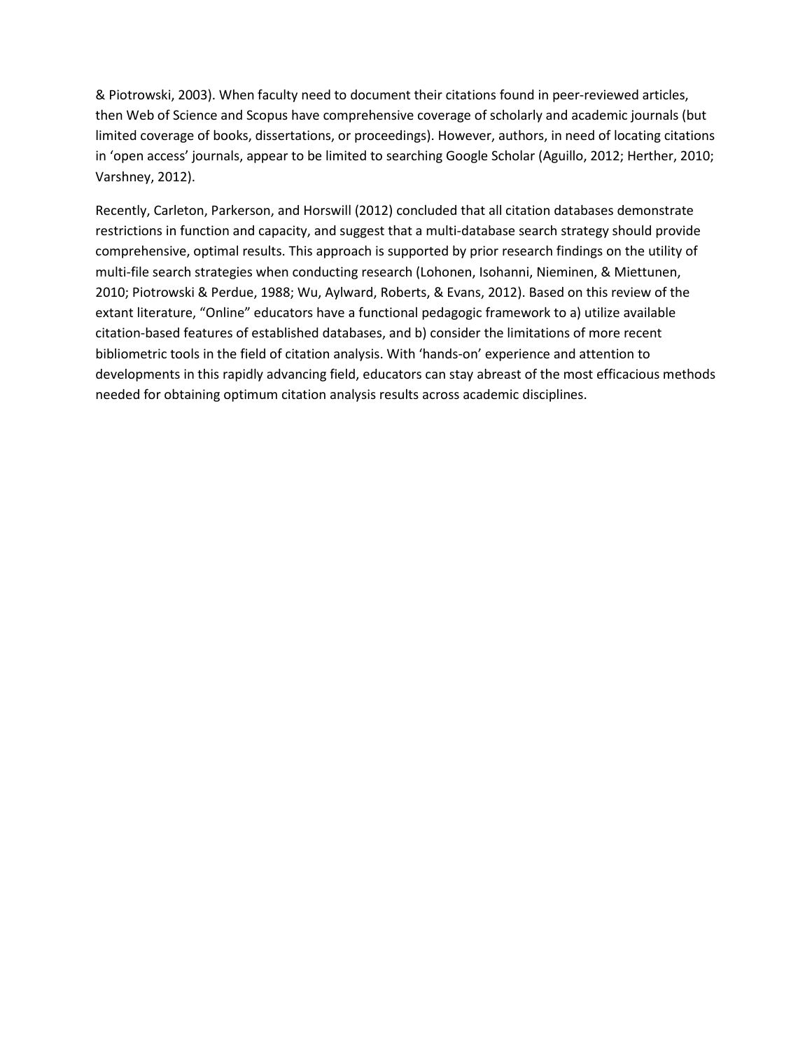& Piotrowski, 2003). When faculty need to document their citations found in peer-reviewed articles, then Web of Science and Scopus have comprehensive coverage of scholarly and academic journals (but limited coverage of books, dissertations, or proceedings). However, authors, in need of locating citations in 'open access' journals, appear to be limited to searching Google Scholar (Aguillo, 2012; Herther, 2010; Varshney, 2012).

Recently, Carleton, Parkerson, and Horswill (2012) concluded that all citation databases demonstrate restrictions in function and capacity, and suggest that a multi-database search strategy should provide comprehensive, optimal results. This approach is supported by prior research findings on the utility of multi-file search strategies when conducting research (Lohonen, Isohanni, Nieminen, & Miettunen, 2010; Piotrowski & Perdue, 1988; Wu, Aylward, Roberts, & Evans, 2012). Based on this review of the extant literature, "Online" educators have a functional pedagogic framework to a) utilize available citation-based features of established databases, and b) consider the limitations of more recent bibliometric tools in the field of citation analysis. With 'hands-on' experience and attention to developments in this rapidly advancing field, educators can stay abreast of the most efficacious methods needed for obtaining optimum citation analysis results across academic disciplines.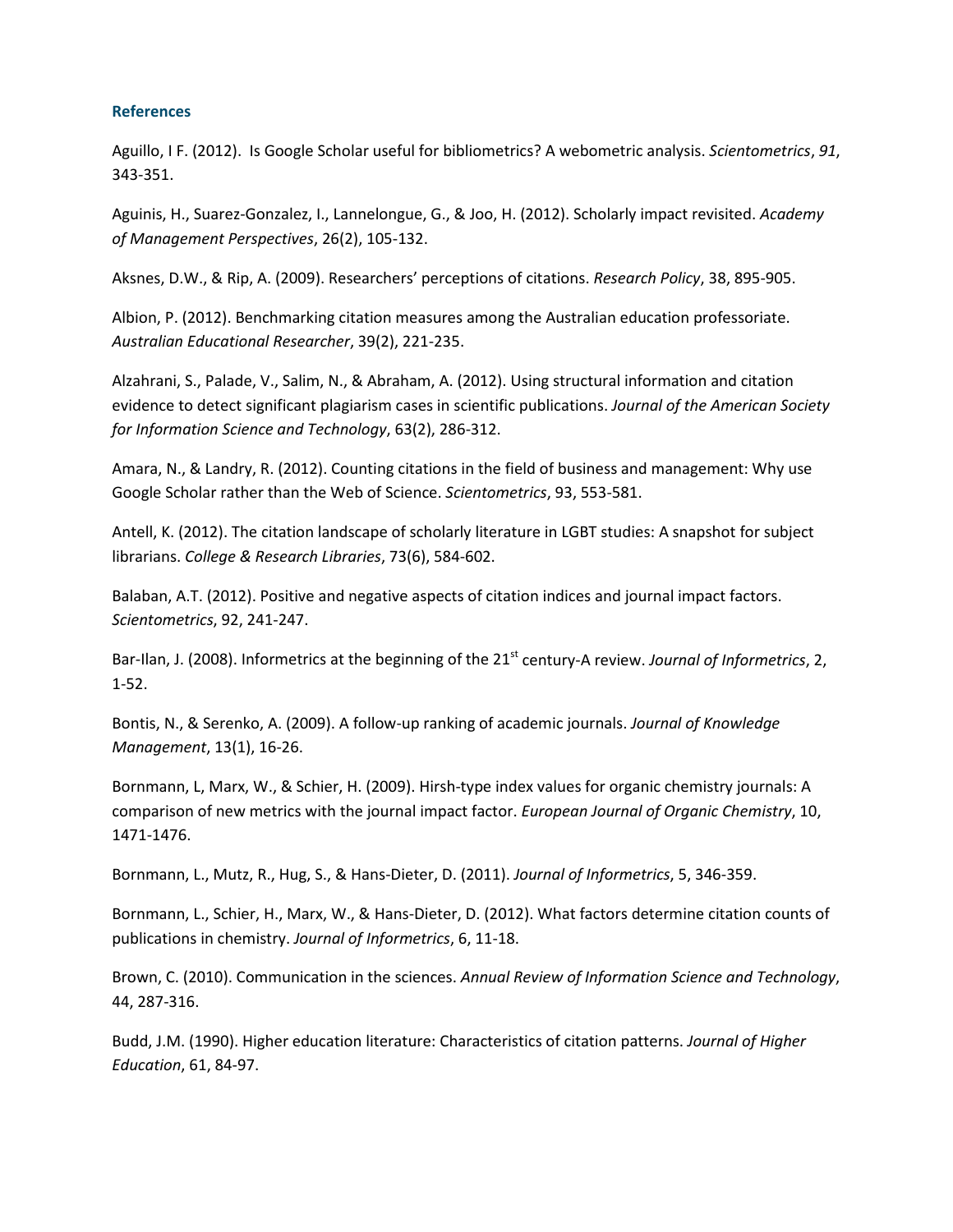### References

Aguillo, I F. (2012). Is Google Scholar useful for bibliometrics? A webometric analysis. *Scientometrics*, *91*, 343-351.

Aguinis, H., Suarez-Gonzalez, I., Lannelongue, G., & Joo, H. (2012). Scholarly impact revisited. *Academy of Management Perspectives*, 26(2), 105-132.

Aksnes, D.W., & Rip, A. (2009). Researchers' perceptions of citations. *Research Policy*, 38, 895-905.

Albion, P. (2012). Benchmarking citation measures among the Australian education professoriate. *Australian Educational Researcher*, 39(2), 221-235.

Alzahrani, S., Palade, V., Salim, N., & Abraham, A. (2012). Using structural information and citation evidence to detect significant plagiarism cases in scientific publications. *Journal of the American Society for Information Science and Technology*, 63(2), 286-312.

Amara, N., & Landry, R. (2012). Counting citations in the field of business and management: Why use Google Scholar rather than the Web of Science. *Scientometrics*, 93, 553-581.

Antell, K. (2012). The citation landscape of scholarly literature in LGBT studies: A snapshot for subject librarians. *College & Research Libraries*, 73(6), 584-602.

Balaban, A.T. (2012). Positive and negative aspects of citation indices and journal impact factors. *Scientometrics*, 92, 241-247.

Bar-Ilan, J. (2008). Informetrics at the beginning of the 21st century-A review. *Journal of Informetrics*, 2, 1-52.

Bontis, N., & Serenko, A. (2009). A follow-up ranking of academic journals. *Journal of Knowledge Management*, 13(1), 16-26.

Bornmann, L, Marx, W., & Schier, H. (2009). Hirsh-type index values for organic chemistry journals: A comparison of new metrics with the journal impact factor. *European Journal of Organic Chemistry*, 10, 1471-1476.

Bornmann, L., Mutz, R., Hug, S., & Hans-Dieter, D. (2011). *Journal of Informetrics*, 5, 346-359.

Bornmann, L., Schier, H., Marx, W., & Hans-Dieter, D. (2012). What factors determine citation counts of publications in chemistry. *Journal of Informetrics*, 6, 11-18.

Brown, C. (2010). Communication in the sciences. *Annual Review of Information Science and Technology*, 44, 287-316.

Budd, J.M. (1990). Higher education literature: Characteristics of citation patterns. *Journal of Higher Education*, 61, 84-97.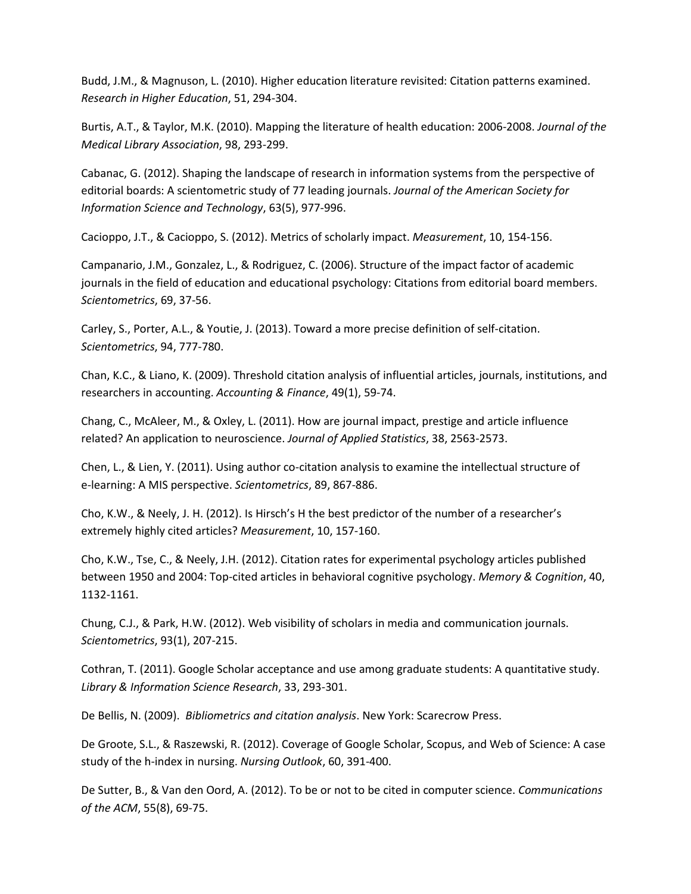Budd, J.M., & Magnuson, L. (2010). Higher education literature revisited: Citation patterns examined. *Research in Higher Education*, 51, 294-304.

Burtis, A.T., & Taylor, M.K. (2010). Mapping the literature of health education: 2006-2008. *Journal of the Medical Library Association*, 98, 293-299.

Cabanac, G. (2012). Shaping the landscape of research in information systems from the perspective of editorial boards: A scientometric study of 77 leading journals. *Journal of the American Society for Information Science and Technology*, 63(5), 977-996.

Cacioppo, J.T., & Cacioppo, S. (2012). Metrics of scholarly impact. *Measurement*, 10, 154-156.

Campanario, J.M., Gonzalez, L., & Rodriguez, C. (2006). Structure of the impact factor of academic journals in the field of education and educational psychology: Citations from editorial board members. *Scientometrics*, 69, 37-56.

Carley, S., Porter, A.L., & Youtie, J. (2013). Toward a more precise definition of self-citation. *Scientometrics*, 94, 777-780.

Chan, K.C., & Liano, K. (2009). Threshold citation analysis of influential articles, journals, institutions, and researchers in accounting. *Accounting & Finance*, 49(1), 59-74.

Chang, C., McAleer, M., & Oxley, L. (2011). How are journal impact, prestige and article influence related? An application to neuroscience. *Journal of Applied Statistics*, 38, 2563-2573.

Chen, L., & Lien, Y. (2011). Using author co-citation analysis to examine the intellectual structure of e-learning: A MIS perspective. *Scientometrics*, 89, 867-886.

Cho, K.W., & Neely, J. H. (2012). Is Hirsch's H the best predictor of the number of a researcher's extremely highly cited articles? *Measurement*, 10, 157-160.

Cho, K.W., Tse, C., & Neely, J.H. (2012). Citation rates for experimental psychology articles published between 1950 and 2004: Top-cited articles in behavioral cognitive psychology. *Memory & Cognition*, 40, 1132-1161.

Chung, C.J., & Park, H.W. (2012). Web visibility of scholars in media and communication journals. *Scientometrics*, 93(1), 207-215.

Cothran, T. (2011). Google Scholar acceptance and use among graduate students: A quantitative study. *Library & Information Science Research*, 33, 293-301.

De Bellis, N. (2009). *Bibliometrics and citation analysis*. New York: Scarecrow Press.

De Groote, S.L., & Raszewski, R. (2012). Coverage of Google Scholar, Scopus, and Web of Science: A case study of the h-index in nursing. *Nursing Outlook*, 60, 391-400.

De Sutter, B., & Van den Oord, A. (2012). To be or not to be cited in computer science. *Communications of the ACM*, 55(8), 69-75.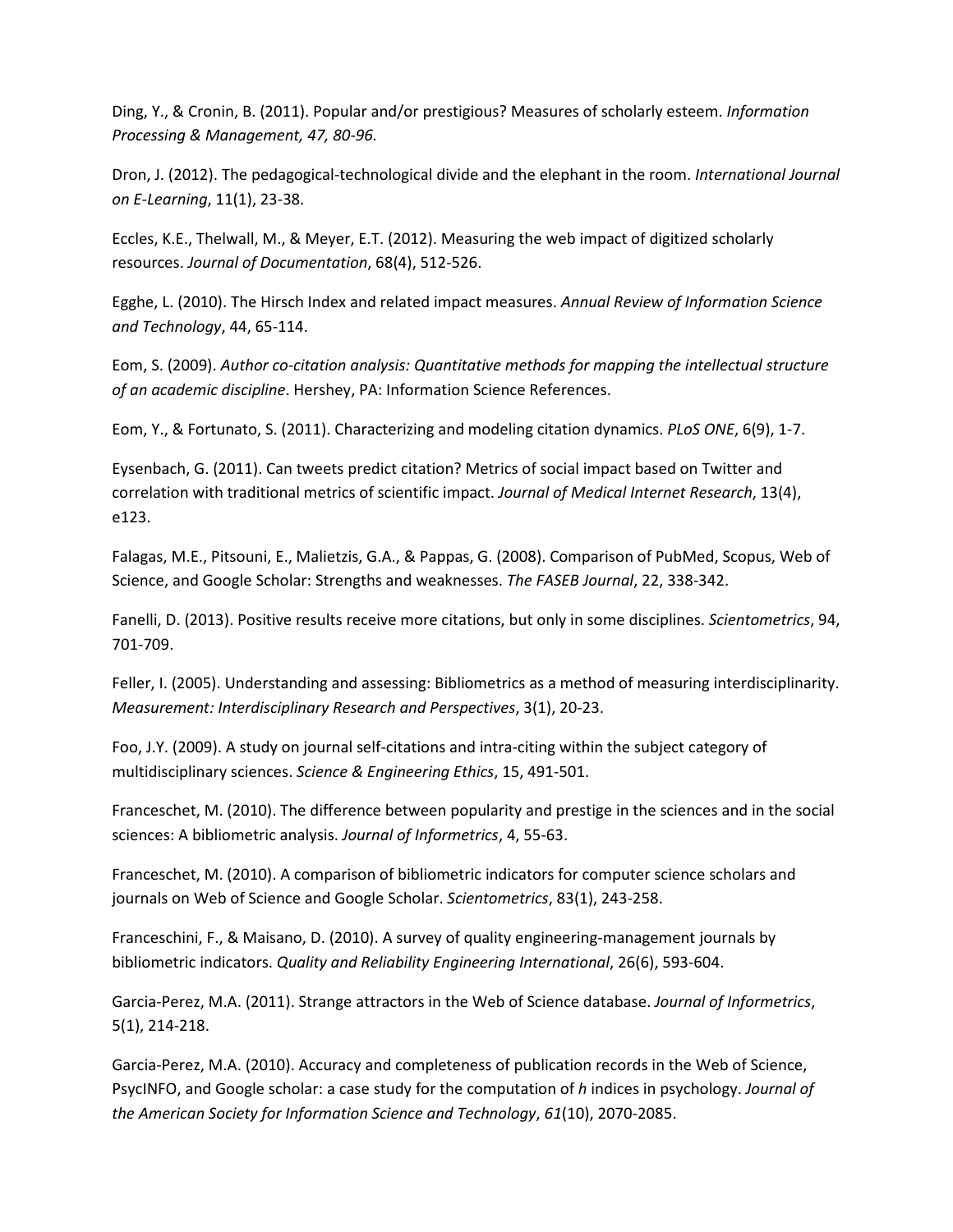Ding, Y., & Cronin, B. (2011). Popular and/or prestigious? Measures of scholarly esteem. *Information Processing & Management, 47, 80-96.*

Dron, J. (2012). The pedagogical-technological divide and the elephant in the room. *International Journal on E-Learning*, 11(1), 23-38.

Eccles, K.E., Thelwall, M., & Meyer, E.T. (2012). Measuring the web impact of digitized scholarly resources. *Journal of Documentation*, 68(4), 512-526.

Egghe, L. (2010). The Hirsch Index and related impact measures. *Annual Review of Information Science and Technology*, 44, 65-114.

Eom, S. (2009). *Author co-citation analysis: Quantitative methods for mapping the intellectual structure of an academic discipline*. Hershey, PA: Information Science References.

Eom, Y., & Fortunato, S. (2011). Characterizing and modeling citation dynamics. *PLoS ONE*, 6(9), 1-7.

Eysenbach, G. (2011). Can tweets predict citation? Metrics of social impact based on Twitter and correlation with traditional metrics of scientific impact. *Journal of Medical Internet Research*, 13(4), e123.

Falagas, M.E., Pitsouni, E., Malietzis, G.A., & Pappas, G. (2008). Comparison of PubMed, Scopus, Web of Science, and Google Scholar: Strengths and weaknesses. *The FASEB Journal*, 22, 338-342.

Fanelli, D. (2013). Positive results receive more citations, but only in some disciplines. *Scientometrics*, 94, 701-709.

Feller, I. (2005). Understanding and assessing: Bibliometrics as a method of measuring interdisciplinarity. *Measurement: Interdisciplinary Research and Perspectives*, 3(1), 20-23.

Foo, J.Y. (2009). A study on journal self-citations and intra-citing within the subject category of multidisciplinary sciences. *Science & Engineering Ethics*, 15, 491-501.

Franceschet, M. (2010). The difference between popularity and prestige in the sciences and in the social sciences: A bibliometric analysis. *Journal of Informetrics*, 4, 55-63.

Franceschet, M. (2010). A comparison of bibliometric indicators for computer science scholars and journals on Web of Science and Google Scholar. *Scientometrics*, 83(1), 243-258.

Franceschini, F., & Maisano, D. (2010). A survey of quality engineering-management journals by bibliometric indicators. *Quality and Reliability Engineering International*, 26(6), 593-604.

Garcia-Perez, M.A. (2011). Strange attractors in the Web of Science database. *Journal of Informetrics*, 5(1), 214-218.

Garcia-Perez, M.A. (2010). Accuracy and completeness of publication records in the Web of Science, PsycINFO, and Google scholar: a case study for the computation of *h* indices in psychology. *Journal of the American Society for Information Science and Technology*, *61*(10), 2070-2085.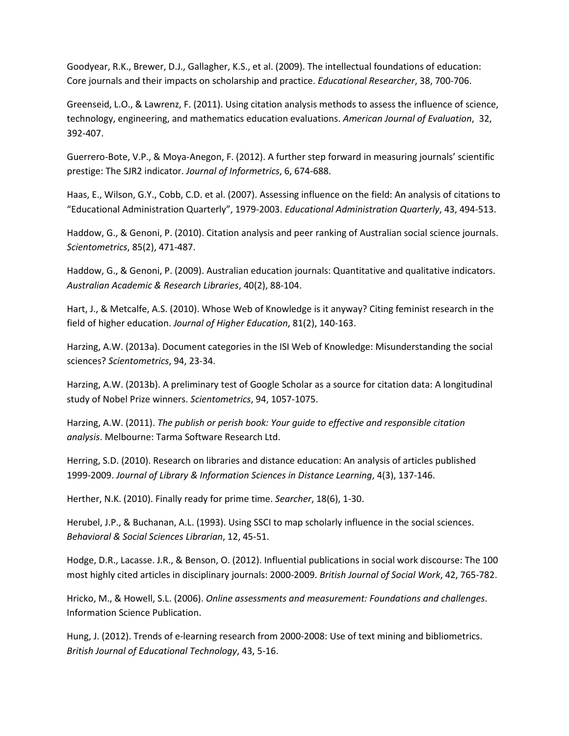Goodyear, R.K., Brewer, D.J., Gallagher, K.S., et al. (2009). The intellectual foundations of education: Core journals and their impacts on scholarship and practice. *Educational Researcher*, 38, 700-706.

Greenseid, L.O., & Lawrenz, F. (2011). Using citation analysis methods to assess the influence of science, technology, engineering, and mathematics education evaluations. *American Journal of Evaluation*, 32, 392-407.

Guerrero-Bote, V.P., & Moya-Anegon, F. (2012). A further step forward in measuring journals' scientific prestige: The SJR2 indicator. *Journal of Informetrics*, 6, 674-688.

Haas, E., Wilson, G.Y., Cobb, C.D. et al. (2007). Assessing influence on the field: An analysis of citations to "Educational Administration Quarterly", 1979-2003. *Educational Administration Quarterly*, 43, 494-513.

Haddow, G., & Genoni, P. (2010). Citation analysis and peer ranking of Australian social science journals. *Scientometrics*, 85(2), 471-487.

Haddow, G., & Genoni, P. (2009). Australian education journals: Quantitative and qualitative indicators. *Australian Academic & Research Libraries*, 40(2), 88-104.

Hart, J., & Metcalfe, A.S. (2010). Whose Web of Knowledge is it anyway? Citing feminist research in the field of higher education. *Journal of Higher Education*, 81(2), 140-163.

Harzing, A.W. (2013a). Document categories in the ISI Web of Knowledge: Misunderstanding the social sciences? *Scientometrics*, 94, 23-34.

Harzing, A.W. (2013b). A preliminary test of Google Scholar as a source for citation data: A longitudinal study of Nobel Prize winners. *Scientometrics*, 94, 1057-1075.

Harzing, A.W. (2011). *The publish or perish book: Your guide to effective and responsible citation analysis*. Melbourne: Tarma Software Research Ltd.

Herring, S.D. (2010). Research on libraries and distance education: An analysis of articles published 1999-2009. *Journal of Library & Information Sciences in Distance Learning*, 4(3), 137-146.

Herther, N.K. (2010). Finally ready for prime time. *Searcher*, 18(6), 1-30.

Herubel, J.P., & Buchanan, A.L. (1993). Using SSCI to map scholarly influence in the social sciences. *Behavioral & Social Sciences Librarian*, 12, 45-51.

Hodge, D.R., Lacasse. J.R., & Benson, O. (2012). Influential publications in social work discourse: The 100 most highly cited articles in disciplinary journals: 2000-2009. *British Journal of Social Work*, 42, 765-782.

Hricko, M., & Howell, S.L. (2006). *Online assessments and measurement: Foundations and challenges*. Information Science Publication.

Hung, J. (2012). Trends of e-learning research from 2000-2008: Use of text mining and bibliometrics. *British Journal of Educational Technology*, 43, 5-16.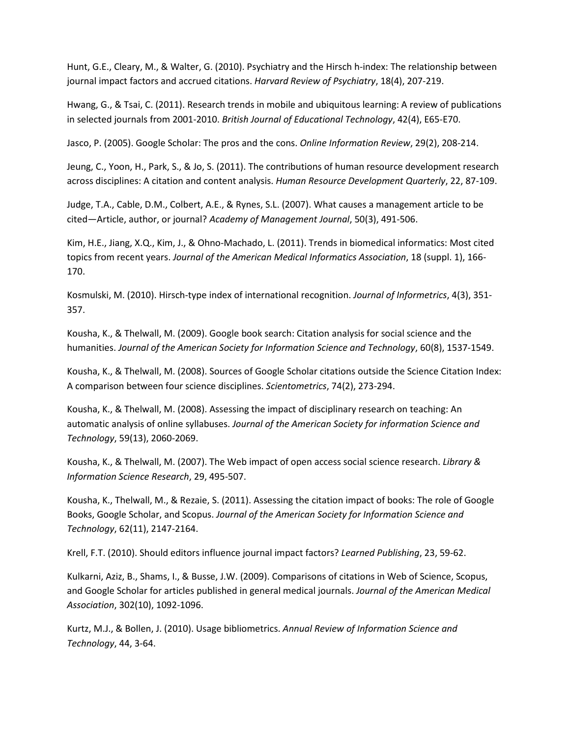Hunt, G.E., Cleary, M., & Walter, G. (2010). Psychiatry and the Hirsch h-index: The relationship between journal impact factors and accrued citations. *Harvard Review of Psychiatry*, 18(4), 207-219.

Hwang, G., & Tsai, C. (2011). Research trends in mobile and ubiquitous learning: A review of publications in selected journals from 2001-2010. *British Journal of Educational Technology*, 42(4), E65-E70.

Jasco, P. (2005). Google Scholar: The pros and the cons. *Online Information Review*, 29(2), 208-214.

Jeung, C., Yoon, H., Park, S., & Jo, S. (2011). The contributions of human resource development research across disciplines: A citation and content analysis. *Human Resource Development Quarterly*, 22, 87-109.

Judge, T.A., Cable, D.M., Colbert, A.E., & Rynes, S.L. (2007). What causes a management article to be cited—Article, author, or journal? *Academy of Management Journal*, 50(3), 491-506.

Kim, H.E., Jiang, X.Q., Kim, J., & Ohno-Machado, L. (2011). Trends in biomedical informatics: Most cited topics from recent years. *Journal of the American Medical Informatics Association*, 18 (suppl. 1), 166-170.

Kosmulski, M. (2010). Hirsch-type index of international recognition. *Journal of Informetrics*, 4(3), 351-357.

Kousha, K., & Thelwall, M. (2009). Google book search: Citation analysis for social science and the humanities. *Journal of the American Society for Information Science and Technology*, 60(8), 1537-1549.

Kousha, K., & Thelwall, M. (2008). Sources of Google Scholar citations outside the Science Citation Index: A comparison between four science disciplines. *Scientometrics*, 74(2), 273-294.

Kousha, K., & Thelwall, M. (2008). Assessing the impact of disciplinary research on teaching: An automatic analysis of online syllabuses. *Journal of the American Society for information Science and Technology*, 59(13), 2060-2069.

Kousha, K., & Thelwall, M. (2007). The Web impact of open access social science research. *Library & Information Science Research*, 29, 495-507.

Kousha, K., Thelwall, M., & Rezaie, S. (2011). Assessing the citation impact of books: The role of Google Books, Google Scholar, and Scopus. *Journal of the American Society for Information Science and Technology*, 62(11), 2147-2164.

Krell, F.T. (2010). Should editors influence journal impact factors? *Learned Publishing*, 23, 59-62.

Kulkarni, Aziz, B., Shams, I., & Busse, J.W. (2009). Comparisons of citations in Web of Science, Scopus, and Google Scholar for articles published in general medical journals. *Journal of the American Medical Association*, 302(10), 1092-1096.

Kurtz, M.J., & Bollen, J. (2010). Usage bibliometrics. *Annual Review of Information Science and Technology*, 44, 3-64.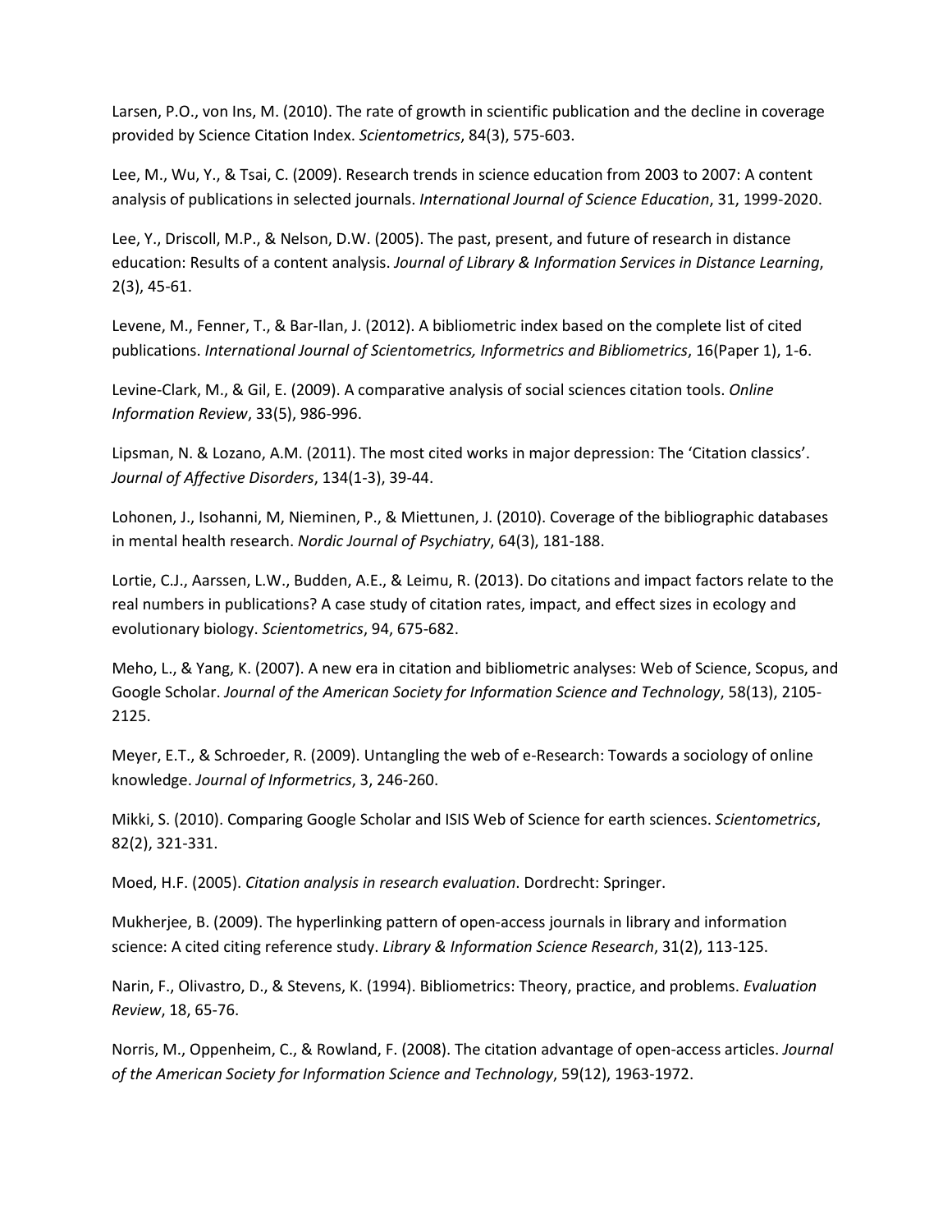Larsen, P.O., von Ins, M. (2010). The rate of growth in scientific publication and the decline in coverage provided by Science Citation Index. *Scientometrics*, 84(3), 575-603.

Lee, M., Wu, Y., & Tsai, C. (2009). Research trends in science education from 2003 to 2007: A content analysis of publications in selected journals. *International Journal of Science Education*, 31, 1999-2020.

Lee, Y., Driscoll, M.P., & Nelson, D.W. (2005). The past, present, and future of research in distance education: Results of a content analysis. *Journal of Library & Information Services in Distance Learning*, 2(3), 45-61.

Levene, M., Fenner, T., & Bar-Ilan, J. (2012). A bibliometric index based on the complete list of cited publications. *International Journal of Scientometrics, Informetrics and Bibliometrics*, 16(Paper 1), 1-6.

Levine-Clark, M., & Gil, E. (2009). A comparative analysis of social sciences citation tools. *Online Information Review*, 33(5), 986-996.

Lipsman, N. & Lozano, A.M. (2011). The most cited works in major depression: The 'Citation classics'. *Journal of Affective Disorders*, 134(1-3), 39-44.

Lohonen, J., Isohanni, M, Nieminen, P., & Miettunen, J. (2010). Coverage of the bibliographic databases in mental health research. *Nordic Journal of Psychiatry*, 64(3), 181-188.

Lortie, C.J., Aarssen, L.W., Budden, A.E., & Leimu, R. (2013). Do citations and impact factors relate to the real numbers in publications? A case study of citation rates, impact, and effect sizes in ecology and evolutionary biology. *Scientometrics*, 94, 675-682.

Meho, L., & Yang, K. (2007). A new era in citation and bibliometric analyses: Web of Science, Scopus, and Google Scholar. *Journal of the American Society for Information Science and Technology*, 58(13), 2105-2125.

Meyer, E.T., & Schroeder, R. (2009). Untangling the web of e-Research: Towards a sociology of online knowledge. *Journal of Informetrics*, 3, 246-260.

Mikki, S. (2010). Comparing Google Scholar and ISIS Web of Science for earth sciences. *Scientometrics*, 82(2), 321-331.

Moed, H.F. (2005). *Citation analysis in research evaluation*. Dordrecht: Springer.

Mukherjee, B. (2009). The hyperlinking pattern of open-access journals in library and information science: A cited citing reference study. *Library & Information Science Research*, 31(2), 113-125.

Narin, F., Olivastro, D., & Stevens, K. (1994). Bibliometrics: Theory, practice, and problems. *Evaluation Review*, 18, 65-76.

Norris, M., Oppenheim, C., & Rowland, F. (2008). The citation advantage of open-access articles. *Journal of the American Society for Information Science and Technology*, 59(12), 1963-1972.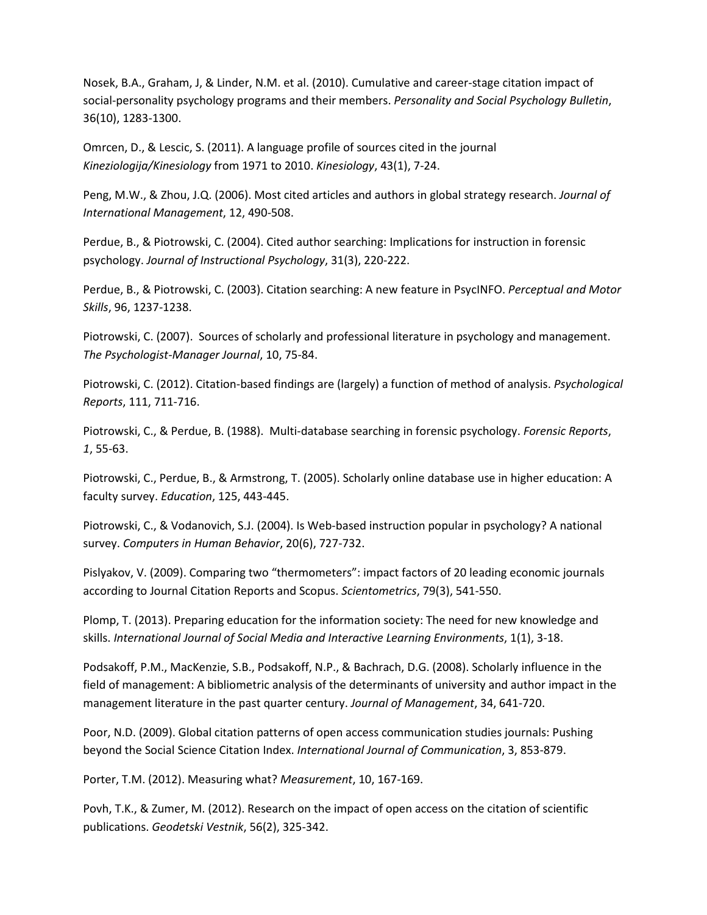Nosek, B.A., Graham, J, & Linder, N.M. et al. (2010). Cumulative and career-stage citation impact of social-personality psychology programs and their members. *Personality and Social Psychology Bulletin*, 36(10), 1283-1300.

Omrcen, D., & Lescic, S. (2011). A language profile of sources cited in the journal *Kineziologija/Kinesiology* from 1971 to 2010. *Kinesiology*, 43(1), 7-24.

Peng, M.W., & Zhou, J.Q. (2006). Most cited articles and authors in global strategy research. *Journal of International Management*, 12, 490-508.

Perdue, B., & Piotrowski, C. (2004). Cited author searching: Implications for instruction in forensic psychology. *Journal of Instructional Psychology*, 31(3), 220-222.

Perdue, B., & Piotrowski, C. (2003). Citation searching: A new feature in PsycINFO. *Perceptual and Motor Skills*, 96, 1237-1238.

Piotrowski, C. (2007). Sources of scholarly and professional literature in psychology and management. *The Psychologist-Manager Journal*, 10, 75-84.

Piotrowski, C. (2012). Citation-based findings are (largely) a function of method of analysis. *Psychological Reports*, 111, 711-716.

Piotrowski, C., & Perdue, B. (1988). Multi-database searching in forensic psychology. *Forensic Reports*, *1*, 55-63.

Piotrowski, C., Perdue, B., & Armstrong, T. (2005). Scholarly online database use in higher education: A faculty survey. *Education*, 125, 443-445.

Piotrowski, C., & Vodanovich, S.J. (2004). Is Web-based instruction popular in psychology? A national survey. *Computers in Human Behavior*, 20(6), 727-732.

Pislyakov, V. (2009). Comparing two "thermometers": impact factors of 20 leading economic journals according to Journal Citation Reports and Scopus. *Scientometrics*, 79(3), 541-550.

Plomp, T. (2013). Preparing education for the information society: The need for new knowledge and skills. *International Journal of Social Media and Interactive Learning Environments*, 1(1), 3-18.

Podsakoff, P.M., MacKenzie, S.B., Podsakoff, N.P., & Bachrach, D.G. (2008). Scholarly influence in the field of management: A bibliometric analysis of the determinants of university and author impact in the management literature in the past quarter century. *Journal of Management*, 34, 641-720.

Poor, N.D. (2009). Global citation patterns of open access communication studies journals: Pushing beyond the Social Science Citation Index. *International Journal of Communication*, 3, 853-879.

Porter, T.M. (2012). Measuring what? *Measurement*, 10, 167-169.

Povh, T.K., & Zumer, M. (2012). Research on the impact of open access on the citation of scientific publications. *Geodetski Vestnik*, 56(2), 325-342.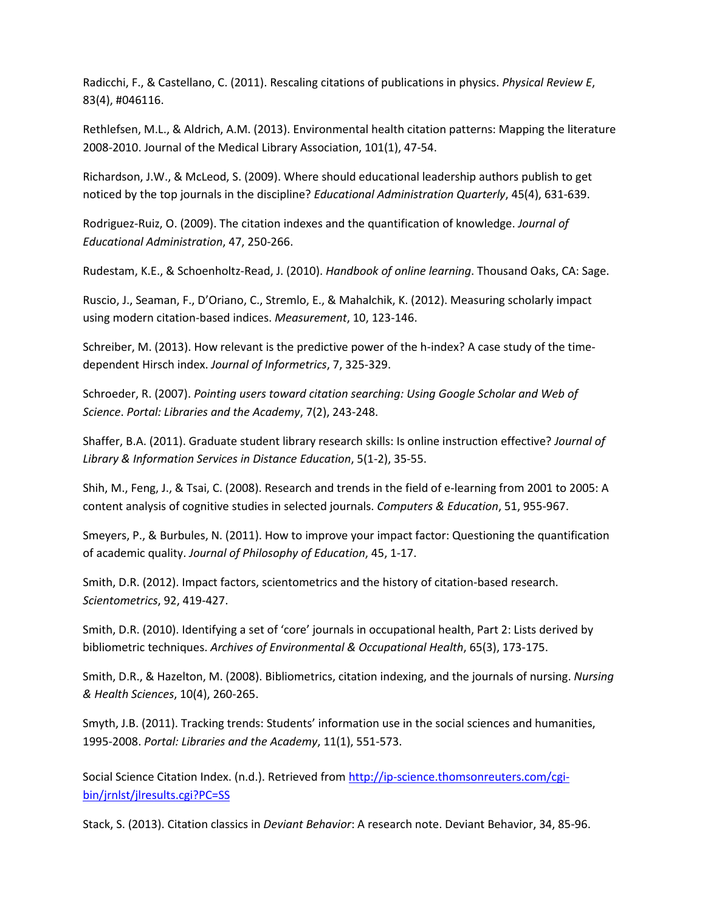Radicchi, F., & Castellano, C. (2011). Rescaling citations of publications in physics. *Physical Review E*, 83(4), #046116.

Rethlefsen, M.L., & Aldrich, A.M. (2013). Environmental health citation patterns: Mapping the literature 2008-2010. Journal of the Medical Library Association, 101(1), 47-54.

Richardson, J.W., & McLeod, S. (2009). Where should educational leadership authors publish to get noticed by the top journals in the discipline? *Educational Administration Quarterly*, 45(4), 631-639.

Rodriguez-Ruiz, O. (2009). The citation indexes and the quantification of knowledge. *Journal of Educational Administration*, 47, 250-266.

Rudestam, K.E., & Schoenholtz-Read, J. (2010). *Handbook of online learning*. Thousand Oaks, CA: Sage.

Ruscio, J., Seaman, F., D'Oriano, C., Stremlo, E., & Mahalchik, K. (2012). Measuring scholarly impact using modern citation-based indices. *Measurement*, 10, 123-146.

Schreiber, M. (2013). How relevant is the predictive power of the h-index? A case study of the time-dependent Hirsch index. *Journal of Informetrics*, 7, 325-329.

Schroeder, R. (2007). *Pointing users toward citation searching: Using Google Scholar and Web of Science*. *Portal: Libraries and the Academy*, 7(2), 243-248.

Shaffer, B.A. (2011). Graduate student library research skills: Is online instruction effective? *Journal of Library & Information Services in Distance Education*, 5(1-2), 35-55.

Shih, M., Feng, J., & Tsai, C. (2008). Research and trends in the field of e-learning from 2001 to 2005: A content analysis of cognitive studies in selected journals. *Computers & Education*, 51, 955-967.

Smeyers, P., & Burbules, N. (2011). How to improve your impact factor: Questioning the quantification of academic quality. *Journal of Philosophy of Education*, 45, 1-17.

Smith, D.R. (2012). Impact factors, scientometrics and the history of citation-based research. *Scientometrics*, 92, 419-427.

Smith, D.R. (2010). Identifying a set of 'core' journals in occupational health, Part 2: Lists derived by bibliometric techniques. *Archives of Environmental & Occupational Health*, 65(3), 173-175.

Smith, D.R., & Hazelton, M. (2008). Bibliometrics, citation indexing, and the journals of nursing. *Nursing & Health Sciences*, 10(4), 260-265.

Smyth, J.B. (2011). Tracking trends: Students' information use in the social sciences and humanities, 1995-2008. *Portal: Libraries and the Academy*, 11(1), 551-573.

Social Science Citation Index. (n.d.). Retrieved from http://ip-science.thomsonreuters.com/cgi-bin/jrnlst/jlresults.cgi?PC=SS

Stack, S. (2013). Citation classics in *Deviant Behavior*: A research note. Deviant Behavior, 34, 85-96.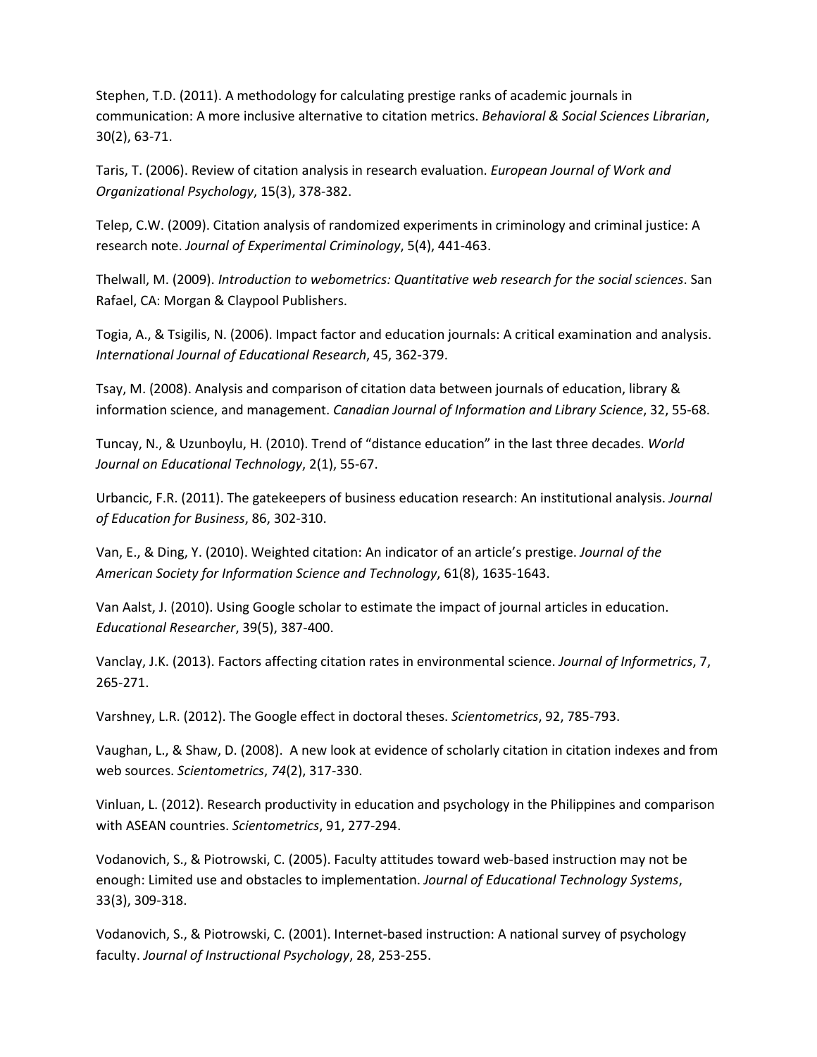Stephen, T.D. (2011). A methodology for calculating prestige ranks of academic journals in communication: A more inclusive alternative to citation metrics. *Behavioral & Social Sciences Librarian*, 30(2), 63-71.

Taris, T. (2006). Review of citation analysis in research evaluation. *European Journal of Work and Organizational Psychology*, 15(3), 378-382.

Telep, C.W. (2009). Citation analysis of randomized experiments in criminology and criminal justice: A research note. *Journal of Experimental Criminology*, 5(4), 441-463.

Thelwall, M. (2009). *Introduction to webometrics: Quantitative web research for the social sciences*. San Rafael, CA: Morgan & Claypool Publishers.

Togia, A., & Tsigilis, N. (2006). Impact factor and education journals: A critical examination and analysis. *International Journal of Educational Research*, 45, 362-379.

Tsay, M. (2008). Analysis and comparison of citation data between journals of education, library & information science, and management. *Canadian Journal of Information and Library Science*, 32, 55-68.

Tuncay, N., & Uzunboylu, H. (2010). Trend of "distance education" in the last three decades. *World Journal on Educational Technology*, 2(1), 55-67.

Urbancic, F.R. (2011). The gatekeepers of business education research: An institutional analysis. *Journal of Education for Business*, 86, 302-310.

Van, E., & Ding, Y. (2010). Weighted citation: An indicator of an article's prestige. *Journal of the American Society for Information Science and Technology*, 61(8), 1635-1643.

Van Aalst, J. (2010). Using Google scholar to estimate the impact of journal articles in education. *Educational Researcher*, 39(5), 387-400.

Vanclay, J.K. (2013). Factors affecting citation rates in environmental science. *Journal of Informetrics*, 7, 265-271.

Varshney, L.R. (2012). The Google effect in doctoral theses. *Scientometrics*, 92, 785-793.

Vaughan, L., & Shaw, D. (2008). A new look at evidence of scholarly citation in citation indexes and from web sources. *Scientometrics*, *74*(2), 317-330.

Vinluan, L. (2012). Research productivity in education and psychology in the Philippines and comparison with ASEAN countries. *Scientometrics*, 91, 277-294.

Vodanovich, S., & Piotrowski, C. (2005). Faculty attitudes toward web-based instruction may not be enough: Limited use and obstacles to implementation. *Journal of Educational Technology Systems*, 33(3), 309-318.

Vodanovich, S., & Piotrowski, C. (2001). Internet-based instruction: A national survey of psychology faculty. *Journal of Instructional Psychology*, 28, 253-255.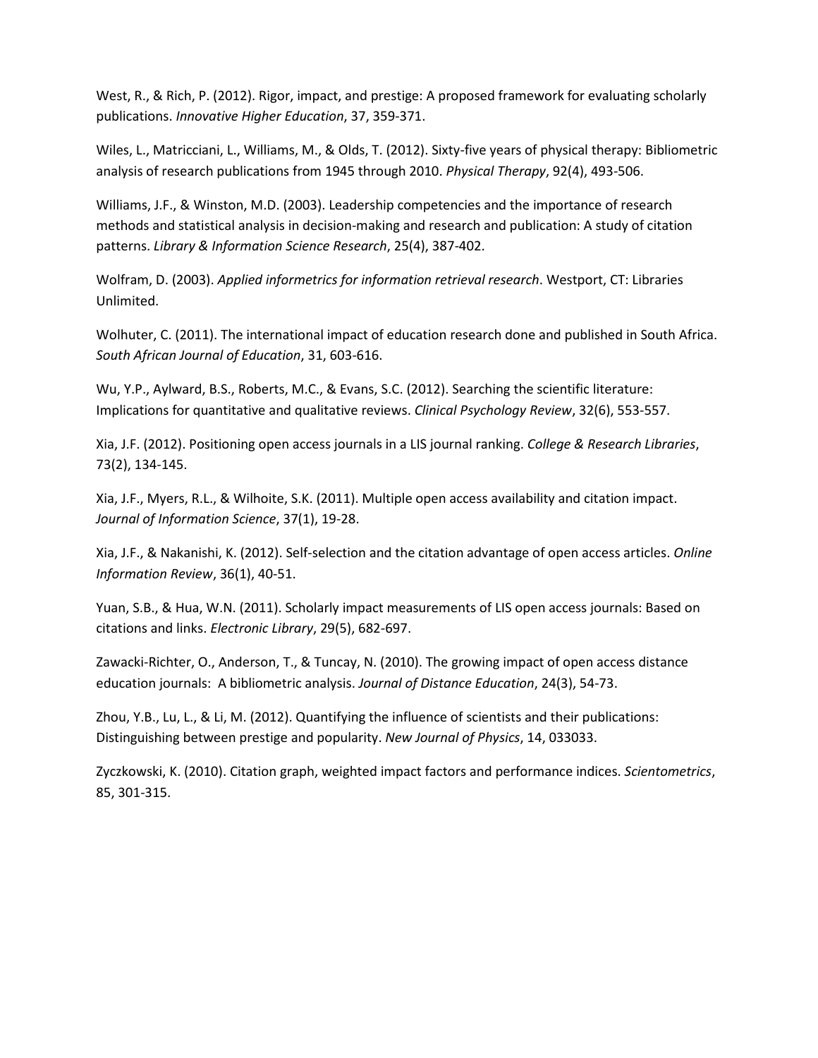West, R., & Rich, P. (2012). Rigor, impact, and prestige: A proposed framework for evaluating scholarly publications. *Innovative Higher Education*, 37, 359-371.

Wiles, L., Matricciani, L., Williams, M., & Olds, T. (2012). Sixty-five years of physical therapy: Bibliometric analysis of research publications from 1945 through 2010. *Physical Therapy*, 92(4), 493-506.

Williams, J.F., & Winston, M.D. (2003). Leadership competencies and the importance of research methods and statistical analysis in decision-making and research and publication: A study of citation patterns. *Library & Information Science Research*, 25(4), 387-402.

Wolfram, D. (2003). *Applied informetrics for information retrieval research*. Westport, CT: Libraries Unlimited.

Wolhuter, C. (2011). The international impact of education research done and published in South Africa. *South African Journal of Education*, 31, 603-616.

Wu, Y.P., Aylward, B.S., Roberts, M.C., & Evans, S.C. (2012). Searching the scientific literature: Implications for quantitative and qualitative reviews. *Clinical Psychology Review*, 32(6), 553-557.

Xia, J.F. (2012). Positioning open access journals in a LIS journal ranking. *College & Research Libraries*, 73(2), 134-145.

Xia, J.F., Myers, R.L., & Wilhoite, S.K. (2011). Multiple open access availability and citation impact. *Journal of Information Science*, 37(1), 19-28.

Xia, J.F., & Nakanishi, K. (2012). Self-selection and the citation advantage of open access articles. *Online Information Review*, 36(1), 40-51.

Yuan, S.B., & Hua, W.N. (2011). Scholarly impact measurements of LIS open access journals: Based on citations and links. *Electronic Library*, 29(5), 682-697.

Zawacki-Richter, O., Anderson, T., & Tuncay, N. (2010). The growing impact of open access distance education journals: A bibliometric analysis. *Journal of Distance Education*, 24(3), 54-73.

Zhou, Y.B., Lu, L., & Li, M. (2012). Quantifying the influence of scientists and their publications: Distinguishing between prestige and popularity. *New Journal of Physics*, 14, 033033.

Zyczkowski, K. (2010). Citation graph, weighted impact factors and performance indices. *Scientometrics*, 85, 301-315.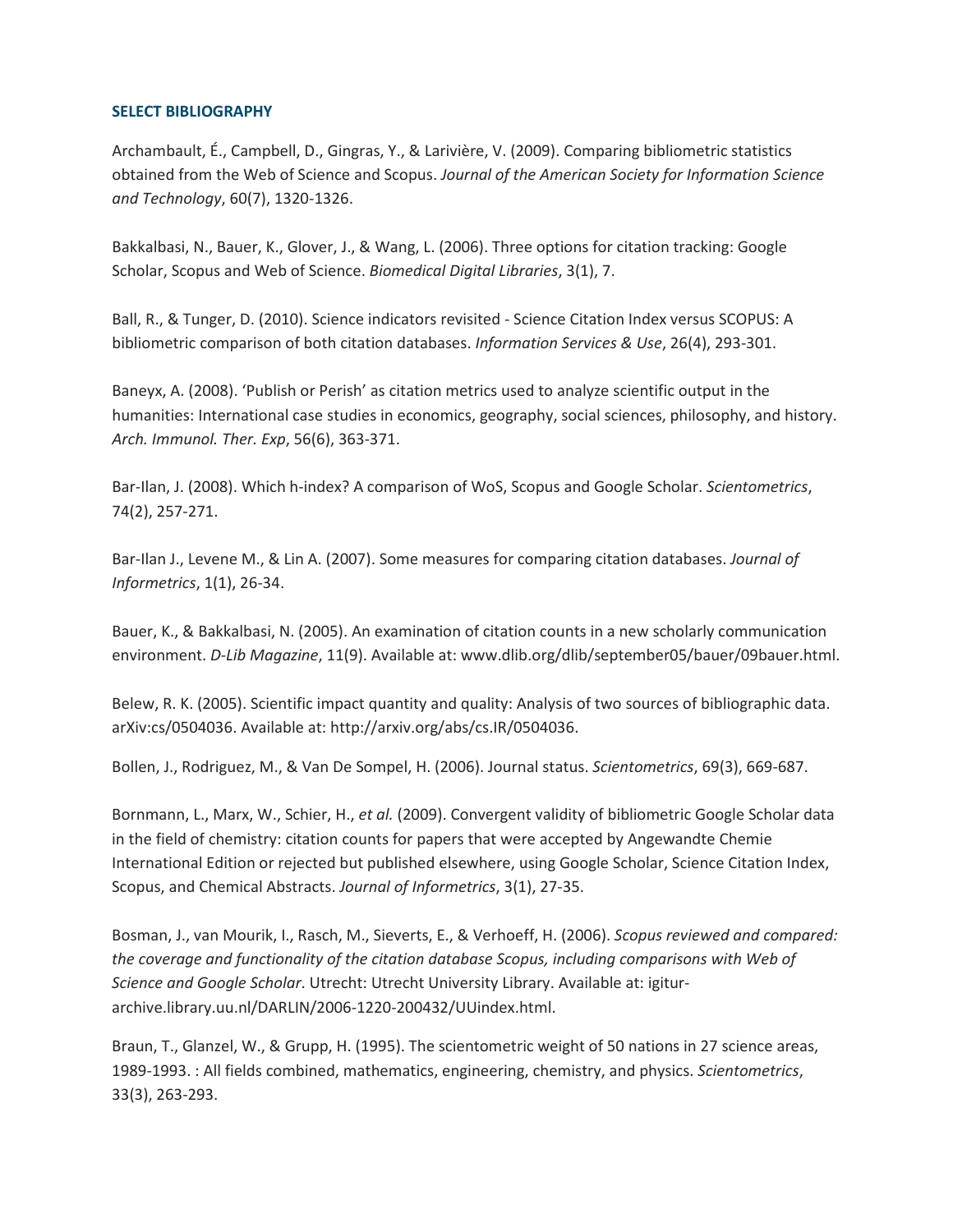## SELECT BIBLIOGRAPHY

Archambault, É., Campbell, D., Gingras, Y., & Larivière, V. (2009). Comparing bibliometric statistics obtained from the Web of Science and Scopus. *Journal of the American Society for Information Science and Technology*, 60(7), 1320-1326.

Bakkalbasi, N., Bauer, K., Glover, J., & Wang, L. (2006). Three options for citation tracking: Google Scholar, Scopus and Web of Science. *Biomedical Digital Libraries*, 3(1), 7.

Ball, R., & Tunger, D. (2010). Science indicators revisited - Science Citation Index versus SCOPUS: A bibliometric comparison of both citation databases. *Information Services & Use*, 26(4), 293-301.

Baneyx, A. (2008). 'Publish or Perish' as citation metrics used to analyze scientific output in the humanities: International case studies in economics, geography, social sciences, philosophy, and history. *Arch. Immunol. Ther. Exp*, 56(6), 363-371.

Bar-Ilan, J. (2008). Which h-index? A comparison of WoS, Scopus and Google Scholar. *Scientometrics*, 74(2), 257-271.

Bar-Ilan J., Levene M., & Lin A. (2007). Some measures for comparing citation databases. *Journal of Informetrics*, 1(1), 26-34.

Bauer, K., & Bakkalbasi, N. (2005). An examination of citation counts in a new scholarly communication environment. *D-Lib Magazine*, 11(9). Available at: www.dlib.org/dlib/september05/bauer/09bauer.html.

Belew, R. K. (2005). Scientific impact quantity and quality: Analysis of two sources of bibliographic data. arXiv:cs/0504036. Available at: http://arxiv.org/abs/cs.IR/0504036.

Bollen, J., Rodriguez, M., & Van De Sompel, H. (2006). Journal status. *Scientometrics*, 69(3), 669-687.

Bornmann, L., Marx, W., Schier, H., *et al.* (2009). Convergent validity of bibliometric Google Scholar data in the field of chemistry: citation counts for papers that were accepted by Angewandte Chemie International Edition or rejected but published elsewhere, using Google Scholar, Science Citation Index, Scopus, and Chemical Abstracts. *Journal of Informetrics*, 3(1), 27-35.

Bosman, J., van Mourik, I., Rasch, M., Sieverts, E., & Verhoeff, H. (2006). *Scopus reviewed and compared: the coverage and functionality of the citation database Scopus, including comparisons with Web of Science and Google Scholar*. Utrecht: Utrecht University Library. Available at: igitur-archive.library.uu.nl/DARLIN/2006-1220-200432/UUindex.html.

Braun, T., Glanzel, W., & Grupp, H. (1995). The scientometric weight of 50 nations in 27 science areas, 1989-1993. : All fields combined, mathematics, engineering, chemistry, and physics. *Scientometrics*, 33(3), 263-293.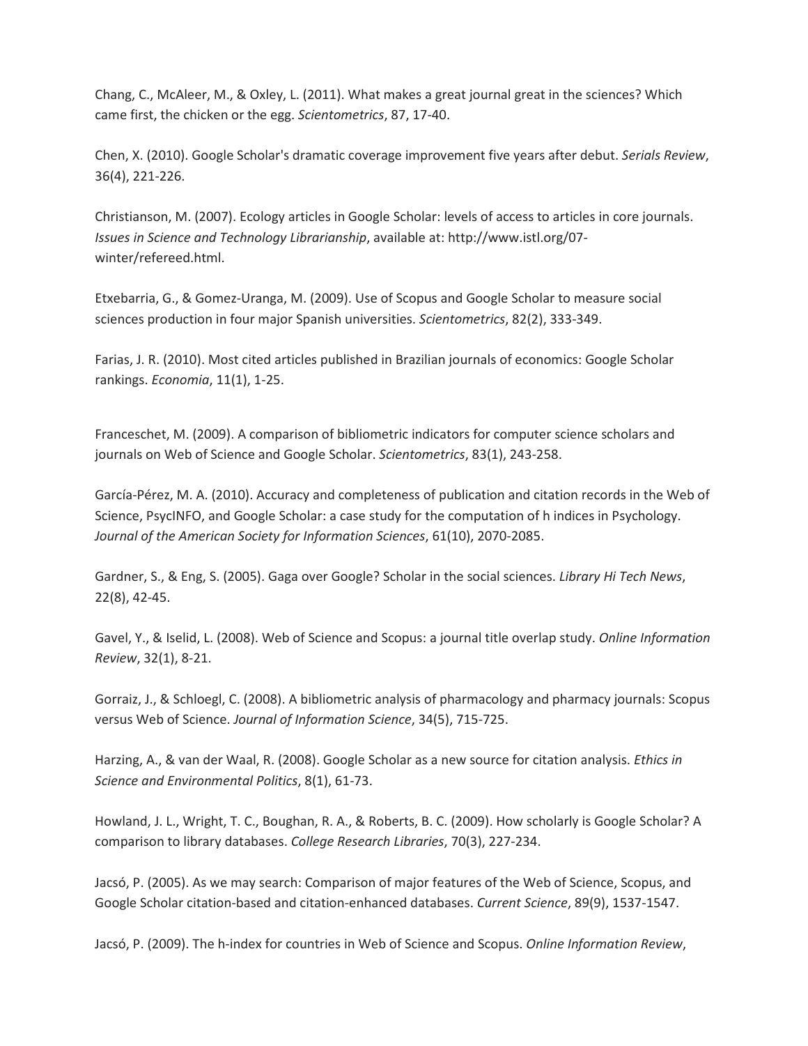Chang, C., McAleer, M., & Oxley, L. (2011). What makes a great journal great in the sciences? Which came first, the chicken or the egg. *Scientometrics*, 87, 17-40.

Chen, X. (2010). Google Scholar's dramatic coverage improvement five years after debut. *Serials Review*, 36(4), 221-226.

Christianson, M. (2007). Ecology articles in Google Scholar: levels of access to articles in core journals. *Issues in Science and Technology Librarianship*, available at: http://www.istl.org/07-winter/refereed.html.

Etxebarria, G., & Gomez-Uranga, M. (2009). Use of Scopus and Google Scholar to measure social sciences production in four major Spanish universities. *Scientometrics*, 82(2), 333-349.

Farias, J. R. (2010). Most cited articles published in Brazilian journals of economics: Google Scholar rankings. *Economia*, 11(1), 1-25.

Franceschet, M. (2009). A comparison of bibliometric indicators for computer science scholars and journals on Web of Science and Google Scholar. *Scientometrics*, 83(1), 243-258.

García-Pérez, M. A. (2010). Accuracy and completeness of publication and citation records in the Web of Science, PsycINFO, and Google Scholar: a case study for the computation of h indices in Psychology. *Journal of the American Society for Information Sciences*, 61(10), 2070-2085.

Gardner, S., & Eng, S. (2005). Gaga over Google? Scholar in the social sciences. *Library Hi Tech News*, 22(8), 42-45.

Gavel, Y., & Iselid, L. (2008). Web of Science and Scopus: a journal title overlap study. *Online Information Review*, 32(1), 8-21.

Gorraiz, J., & Schloegl, C. (2008). A bibliometric analysis of pharmacology and pharmacy journals: Scopus versus Web of Science. *Journal of Information Science*, 34(5), 715-725.

Harzing, A., & van der Waal, R. (2008). Google Scholar as a new source for citation analysis. *Ethics in Science and Environmental Politics*, 8(1), 61-73.

Howland, J. L., Wright, T. C., Boughan, R. A., & Roberts, B. C. (2009). How scholarly is Google Scholar? A comparison to library databases. *College Research Libraries*, 70(3), 227-234.

Jacsó, P. (2005). As we may search: Comparison of major features of the Web of Science, Scopus, and Google Scholar citation-based and citation-enhanced databases. *Current Science*, 89(9), 1537-1547.

Jacsó, P. (2009). The h-index for countries in Web of Science and Scopus. *Online Information Review*,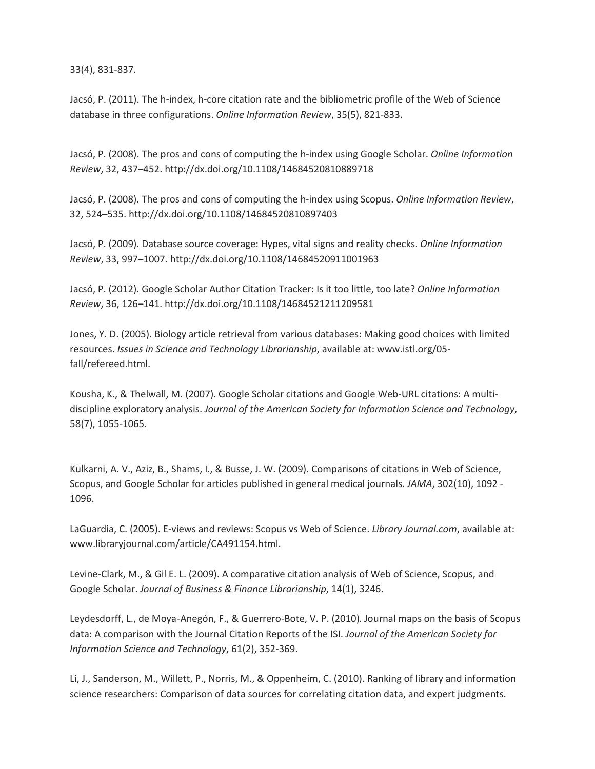33(4), 831-837.

Jacsó, P. (2011). The h-index, h-core citation rate and the bibliometric profile of the Web of Science database in three configurations. *Online Information Review*, 35(5), 821-833.

Jacsó, P. (2008). The pros and cons of computing the h-index using Google Scholar. *Online Information Review*, 32, 437–452. http://dx.doi.org/10.1108/14684520810889718

Jacsó, P. (2008). The pros and cons of computing the h-index using Scopus. *Online Information Review*, 32, 524–535. http://dx.doi.org/10.1108/14684520810897403

Jacsó, P. (2009). Database source coverage: Hypes, vital signs and reality checks. *Online Information Review*, 33, 997–1007. http://dx.doi.org/10.1108/14684520911001963

Jacsó, P. (2012). Google Scholar Author Citation Tracker: Is it too little, too late? *Online Information Review*, 36, 126–141. http://dx.doi.org/10.1108/14684521211209581

Jones, Y. D. (2005). Biology article retrieval from various databases: Making good choices with limited resources. *Issues in Science and Technology Librarianship*, available at: www.istl.org/05-fall/refereed.html.

Kousha, K., & Thelwall, M. (2007). Google Scholar citations and Google Web-URL citations: A multi-discipline exploratory analysis. *Journal of the American Society for Information Science and Technology*, 58(7), 1055-1065.

Kulkarni, A. V., Aziz, B., Shams, I., & Busse, J. W. (2009). Comparisons of citations in Web of Science, Scopus, and Google Scholar for articles published in general medical journals. *JAMA*, 302(10), 1092 - 1096.

LaGuardia, C. (2005). E-views and reviews: Scopus vs Web of Science. *Library Journal.com*, available at: www.libraryjournal.com/article/CA491154.html.

Levine-Clark, M., & Gil E. L. (2009). A comparative citation analysis of Web of Science, Scopus, and Google Scholar. *Journal of Business & Finance Librarianship*, 14(1), 3246.

Leydesdorff, L., de Moya-Anegón, F., & Guerrero-Bote, V. P. (2010). Journal maps on the basis of Scopus data: A comparison with the Journal Citation Reports of the ISI. *Journal of the American Society for Information Science and Technology*, 61(2), 352-369.

Li, J., Sanderson, M., Willett, P., Norris, M., & Oppenheim, C. (2010). Ranking of library and information science researchers: Comparison of data sources for correlating citation data, and expert judgments.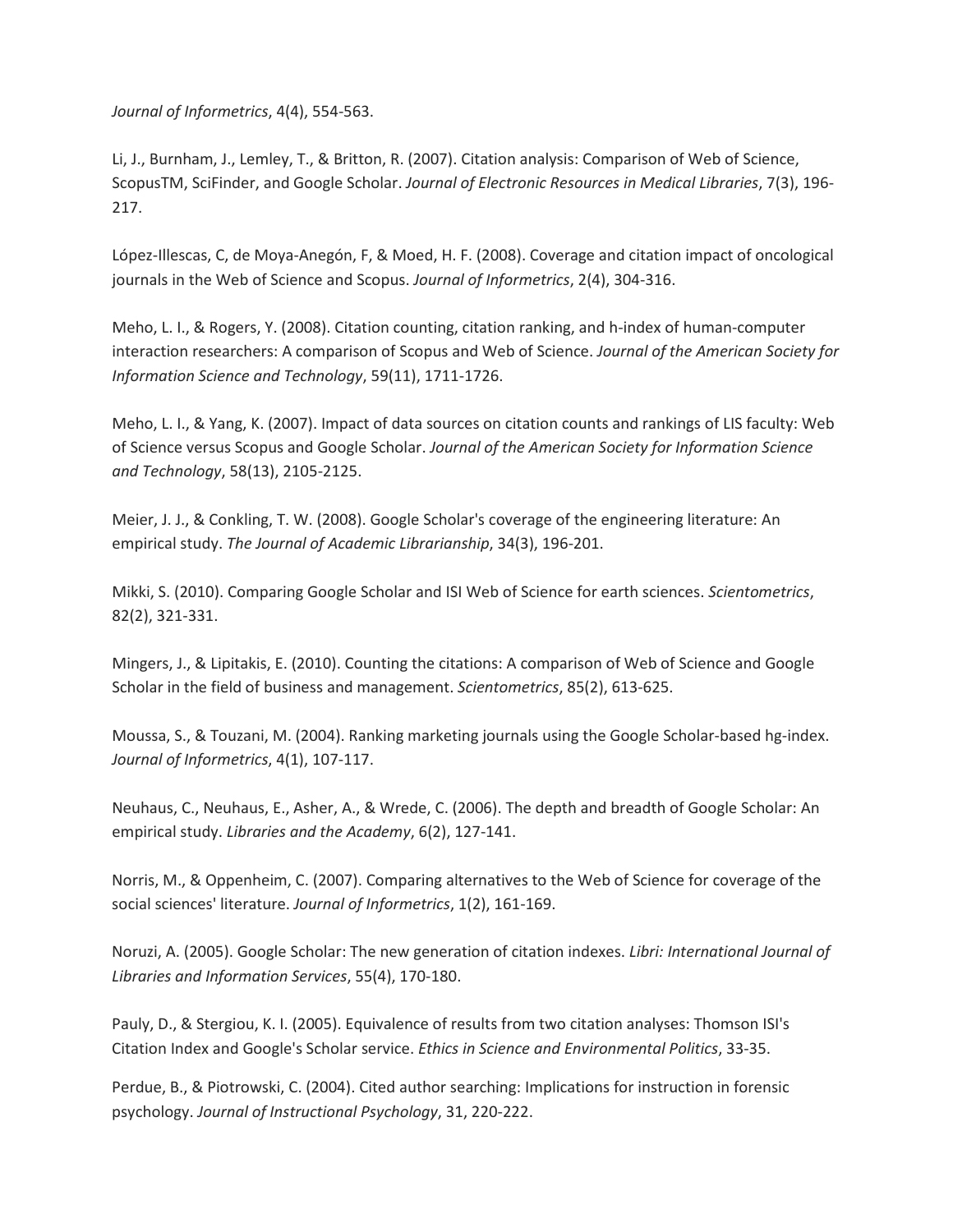*Journal of Informetrics*, 4(4), 554-563.

Li, J., Burnham, J., Lemley, T., & Britton, R. (2007). Citation analysis: Comparison of Web of Science, ScopusTM, SciFinder, and Google Scholar. *Journal of Electronic Resources in Medical Libraries*, 7(3), 196-217.

López-Illescas, C, de Moya-Anegón, F, & Moed, H. F. (2008). Coverage and citation impact of oncological journals in the Web of Science and Scopus. *Journal of Informetrics*, 2(4), 304-316.

Meho, L. I., & Rogers, Y. (2008). Citation counting, citation ranking, and h-index of human-computer interaction researchers: A comparison of Scopus and Web of Science. *Journal of the American Society for Information Science and Technology*, 59(11), 1711-1726.

Meho, L. I., & Yang, K. (2007). Impact of data sources on citation counts and rankings of LIS faculty: Web of Science versus Scopus and Google Scholar. *Journal of the American Society for Information Science and Technology*, 58(13), 2105-2125.

Meier, J. J., & Conkling, T. W. (2008). Google Scholar's coverage of the engineering literature: An empirical study. *The Journal of Academic Librarianship*, 34(3), 196-201.

Mikki, S. (2010). Comparing Google Scholar and ISI Web of Science for earth sciences. *Scientometrics*, 82(2), 321-331.

Mingers, J., & Lipitakis, E. (2010). Counting the citations: A comparison of Web of Science and Google Scholar in the field of business and management. *Scientometrics*, 85(2), 613-625.

Moussa, S., & Touzani, M. (2004). Ranking marketing journals using the Google Scholar-based hg-index. *Journal of Informetrics*, 4(1), 107-117.

Neuhaus, C., Neuhaus, E., Asher, A., & Wrede, C. (2006). The depth and breadth of Google Scholar: An empirical study. *Libraries and the Academy*, 6(2), 127-141.

Norris, M., & Oppenheim, C. (2007). Comparing alternatives to the Web of Science for coverage of the social sciences' literature. *Journal of Informetrics*, 1(2), 161-169.

Noruzi, A. (2005). Google Scholar: The new generation of citation indexes. *Libri: International Journal of Libraries and Information Services*, 55(4), 170-180.

Pauly, D., & Stergiou, K. I. (2005). Equivalence of results from two citation analyses: Thomson ISI's Citation Index and Google's Scholar service. *Ethics in Science and Environmental Politics*, 33-35.

Perdue, B., & Piotrowski, C. (2004). Cited author searching: Implications for instruction in forensic psychology. *Journal of Instructional Psychology*, 31, 220-222.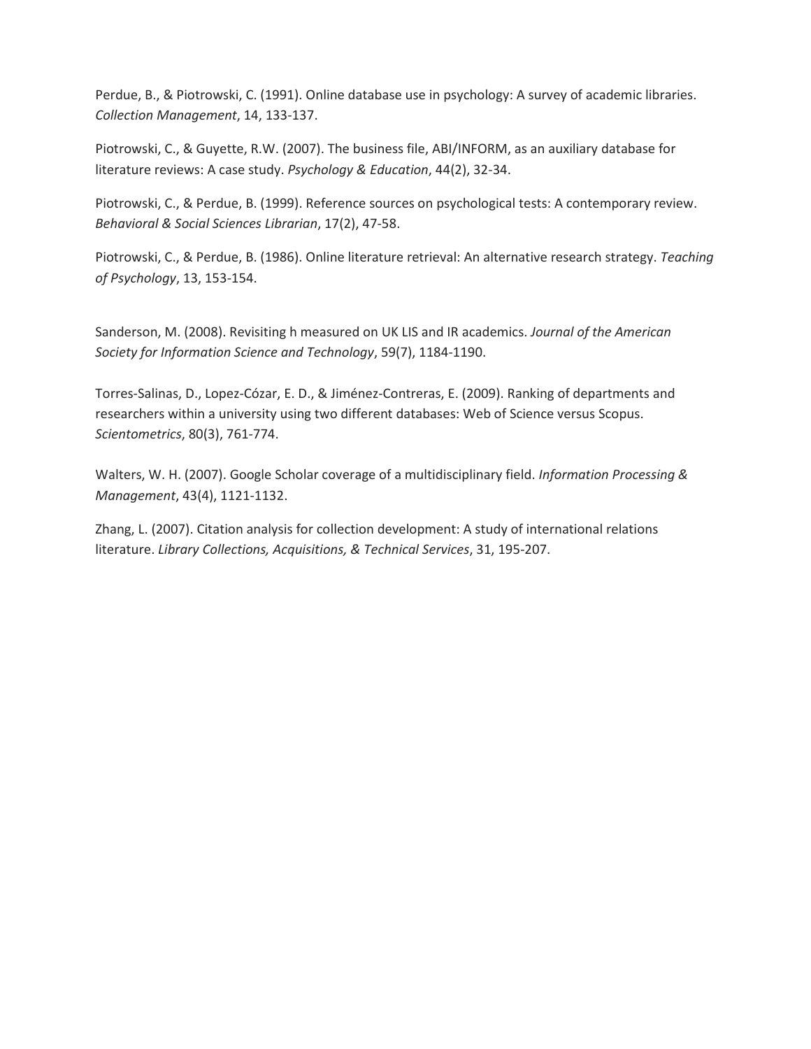Perdue, B., & Piotrowski, C. (1991). Online database use in psychology: A survey of academic libraries. *Collection Management*, 14, 133-137.

Piotrowski, C., & Guyette, R.W. (2007). The business file, ABI/INFORM, as an auxiliary database for literature reviews: A case study. *Psychology & Education*, 44(2), 32-34.

Piotrowski, C., & Perdue, B. (1999). Reference sources on psychological tests: A contemporary review. *Behavioral & Social Sciences Librarian*, 17(2), 47-58.

Piotrowski, C., & Perdue, B. (1986). Online literature retrieval: An alternative research strategy. *Teaching of Psychology*, 13, 153-154.

Sanderson, M. (2008). Revisiting h measured on UK LIS and IR academics. *Journal of the American Society for Information Science and Technology*, 59(7), 1184-1190.

Torres-Salinas, D., Lopez-Cózar, E. D., & Jiménez-Contreras, E. (2009). Ranking of departments and researchers within a university using two different databases: Web of Science versus Scopus. *Scientometrics*, 80(3), 761-774.

Walters, W. H. (2007). Google Scholar coverage of a multidisciplinary field. *Information Processing & Management*, 43(4), 1121-1132.

Zhang, L. (2007). Citation analysis for collection development: A study of international relations literature. *Library Collections, Acquisitions, & Technical Services*, 31, 195-207.